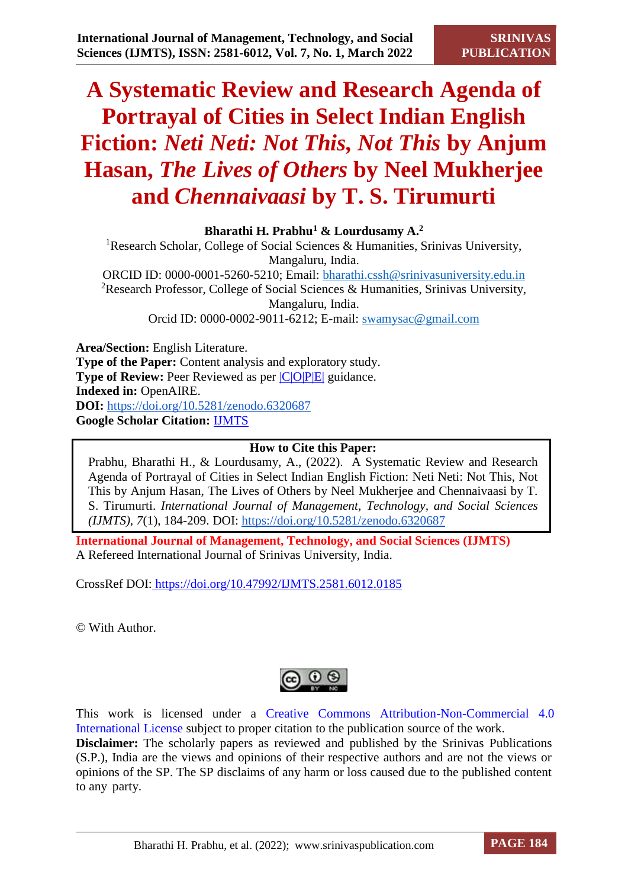# A Systematic Review and Research Agenda of Portrayal of Cities in Select Indian English Fiction: *Neti Neti: Not This, Not This* by Anjum Hasan, *The Lives of Others* by Neel Mukherjee and *Chennaivaasi* by T. S. Tirumurti

**Bharathi H. Prabhu[1] & Lourdusamy A.[2]**

[1]Research Scholar, College of Social Sciences & Humanities, Srinivas University, Mangaluru, India.
ORCID ID: 0000-0001-5260-5210; Email: bharathi.cssh@srinivasuniversity.edu.in
[2]Research Professor, College of Social Sciences & Humanities, Srinivas University, Mangaluru, India.
Orcid ID: 0000-0002-9011-6212; E-mail: swamysac@gmail.com

**Area/Section:** English Literature.
**Type of the Paper:** Content analysis and exploratory study.
**Type of Review:** Peer Reviewed as per |C|O|P|E| guidance.
**Indexed in:** OpenAIRE.
**DOI:** https://doi.org/10.5281/zenodo.6320687
**Google Scholar Citation:** IJMTS

**How to Cite this Paper:**
Prabhu, Bharathi H., & Lourdusamy, A., (2022). A Systematic Review and Research Agenda of Portrayal of Cities in Select Indian English Fiction: Neti Neti: Not This, Not This by Anjum Hasan, The Lives of Others by Neel Mukherjee and Chennaivaasi by T. S. Tirumurti. *International Journal of Management, Technology, and Social Sciences (IJMTS), 7*(1), 184-209. DOI: https://doi.org/10.5281/zenodo.6320687

**International Journal of Management, Technology, and Social Sciences (IJMTS)**
A Refereed International Journal of Srinivas University, India.

CrossRef DOI: https://doi.org/10.47992/IJMTS.2581.6012.0185

© With Author.

This work is licensed under a Creative Commons Attribution-Non-Commercial 4.0 International License subject to proper citation to the publication source of the work.
**Disclaimer:** The scholarly papers as reviewed and published by the Srinivas Publications (S.P.), India are the views and opinions of their respective authors and are not the views or opinions of the SP. The SP disclaims of any harm or loss caused due to the published content to any party.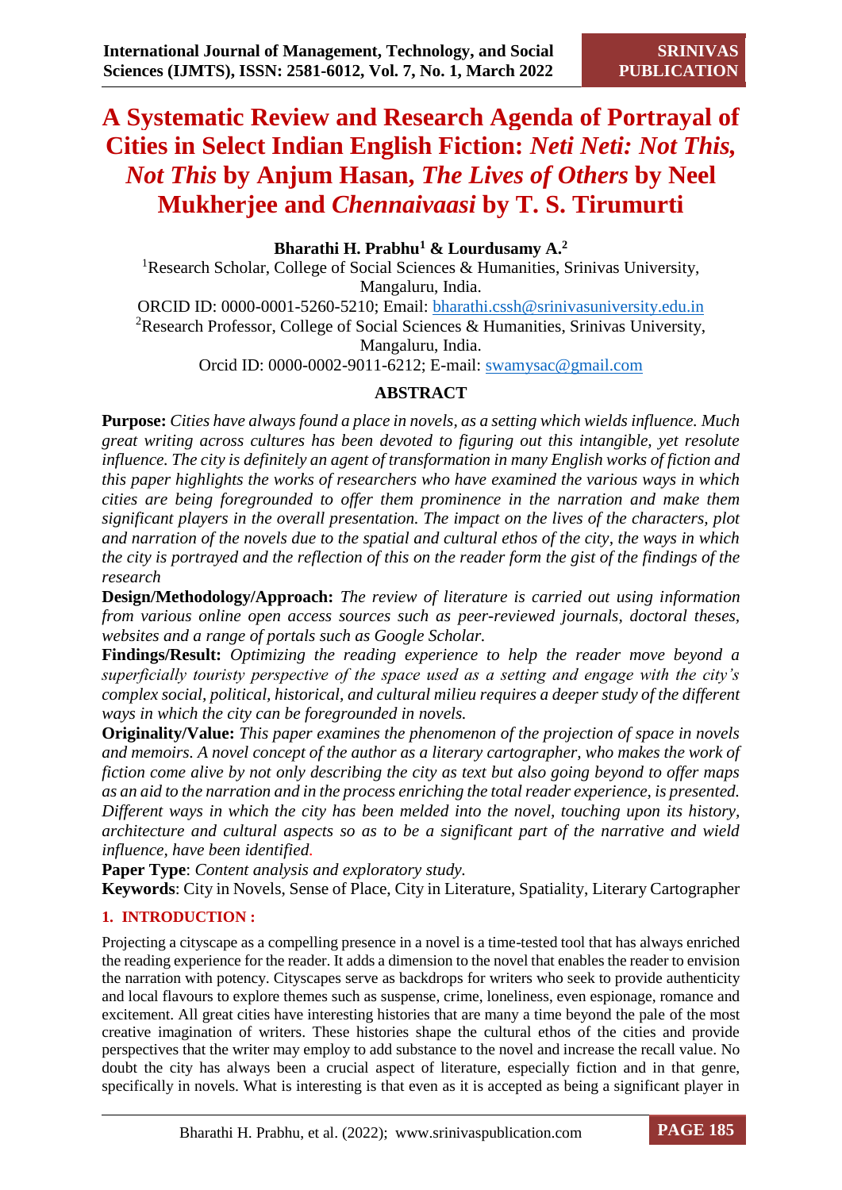# A Systematic Review and Research Agenda of Portrayal of Cities in Select Indian English Fiction: *Neti Neti: Not This, Not This* by Anjum Hasan, *The Lives of Others* by Neel Mukherjee and *Chennaivaasi* by T. S. Tirumurti

**Bharathi H. Prabhu[1] & Lourdusamy A.[2]**

[1]Research Scholar, College of Social Sciences & Humanities, Srinivas University, Mangaluru, India.

ORCID ID: 0000-0001-5260-5210; Email: bharathi.cssh@srinivasuniversity.edu.in

[2]Research Professor, College of Social Sciences & Humanities, Srinivas University, Mangaluru, India.

Orcid ID: 0000-0002-9011-6212; E-mail: swamysac@gmail.com

## ABSTRACT

**Purpose:** *Cities have always found a place in novels, as a setting which wields influence. Much great writing across cultures has been devoted to figuring out this intangible, yet resolute influence. The city is definitely an agent of transformation in many English works of fiction and this paper highlights the works of researchers who have examined the various ways in which cities are being foregrounded to offer them prominence in the narration and make them significant players in the overall presentation. The impact on the lives of the characters, plot and narration of the novels due to the spatial and cultural ethos of the city, the ways in which the city is portrayed and the reflection of this on the reader form the gist of the findings of the research*

**Design/Methodology/Approach:** *The review of literature is carried out using information from various online open access sources such as peer-reviewed journals, doctoral theses, websites and a range of portals such as Google Scholar.*

**Findings/Result:** *Optimizing the reading experience to help the reader move beyond a superficially touristy perspective of the space used as a setting and engage with the city's complex social, political, historical, and cultural milieu requires a deeper study of the different ways in which the city can be foregrounded in novels.*

**Originality/Value:** *This paper examines the phenomenon of the projection of space in novels and memoirs. A novel concept of the author as a literary cartographer, who makes the work of fiction come alive by not only describing the city as text but also going beyond to offer maps as an aid to the narration and in the process enriching the total reader experience, is presented. Different ways in which the city has been melded into the novel, touching upon its history, architecture and cultural aspects so as to be a significant part of the narrative and wield influence, have been identified.*

**Paper Type**: *Content analysis and exploratory study.*

**Keywords**: City in Novels, Sense of Place, City in Literature, Spatiality, Literary Cartographer

## 1. INTRODUCTION :

Projecting a cityscape as a compelling presence in a novel is a time-tested tool that has always enriched the reading experience for the reader. It adds a dimension to the novel that enables the reader to envision the narration with potency. Cityscapes serve as backdrops for writers who seek to provide authenticity and local flavours to explore themes such as suspense, crime, loneliness, even espionage, romance and excitement. All great cities have interesting histories that are many a time beyond the pale of the most creative imagination of writers. These histories shape the cultural ethos of the cities and provide perspectives that the writer may employ to add substance to the novel and increase the recall value. No doubt the city has always been a crucial aspect of literature, especially fiction and in that genre, specifically in novels. What is interesting is that even as it is accepted as being a significant player in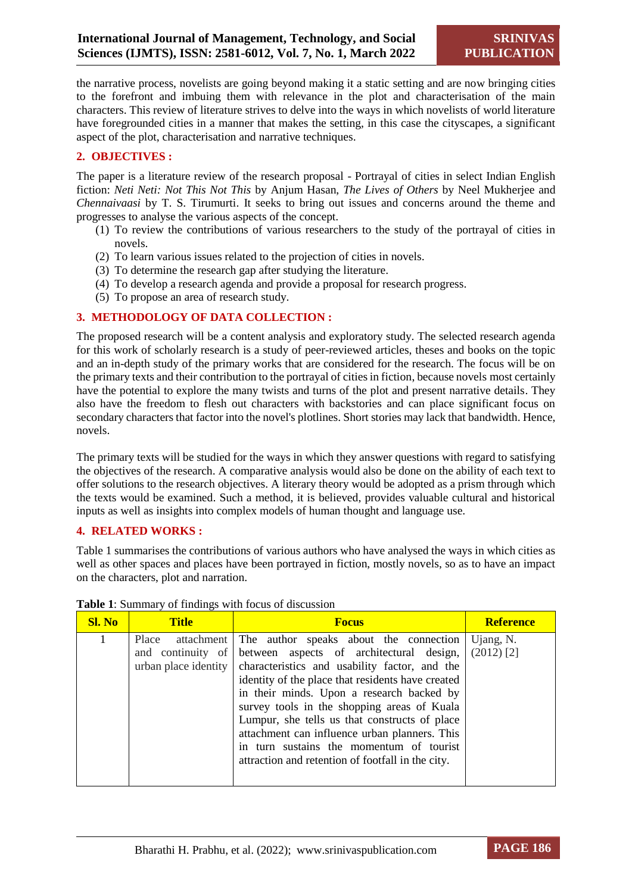the narrative process, novelists are going beyond making it a static setting and are now bringing cities to the forefront and imbuing them with relevance in the plot and characterisation of the main characters. This review of literature strives to delve into the ways in which novelists of world literature have foregrounded cities in a manner that makes the setting, in this case the cityscapes, a significant aspect of the plot, characterisation and narrative techniques.

## 2. OBJECTIVES :

The paper is a literature review of the research proposal - Portrayal of cities in select Indian English fiction: *Neti Neti: Not This Not This* by Anjum Hasan, *The Lives of Others* by Neel Mukherjee and *Chennaivaasi* by T. S. Tirumurti. It seeks to bring out issues and concerns around the theme and progresses to analyse the various aspects of the concept.

(1) To review the contributions of various researchers to the study of the portrayal of cities in novels.
(2) To learn various issues related to the projection of cities in novels.
(3) To determine the research gap after studying the literature.
(4) To develop a research agenda and provide a proposal for research progress.
(5) To propose an area of research study.

## 3. METHODOLOGY OF DATA COLLECTION :

The proposed research will be a content analysis and exploratory study. The selected research agenda for this work of scholarly research is a study of peer-reviewed articles, theses and books on the topic and an in-depth study of the primary works that are considered for the research. The focus will be on the primary texts and their contribution to the portrayal of cities in fiction, because novels most certainly have the potential to explore the many twists and turns of the plot and present narrative details. They also have the freedom to flesh out characters with backstories and can place significant focus on secondary characters that factor into the novel's plotlines. Short stories may lack that bandwidth. Hence, novels.

The primary texts will be studied for the ways in which they answer questions with regard to satisfying the objectives of the research. A comparative analysis would also be done on the ability of each text to offer solutions to the research objectives. A literary theory would be adopted as a prism through which the texts would be examined. Such a method, it is believed, provides valuable cultural and historical inputs as well as insights into complex models of human thought and language use.

## 4. RELATED WORKS :

Table 1 summarises the contributions of various authors who have analysed the ways in which cities as well as other spaces and places have been portrayed in fiction, mostly novels, so as to have an impact on the characters, plot and narration.

**Table 1**: Summary of findings with focus of discussion

| Sl. No | Title | Focus | Reference |
|---|---|---|---|
| 1 | Place attachment and continuity of urban place identity | The author speaks about the connection between aspects of architectural design, characteristics and usability factor, and the identity of the place that residents have created in their minds. Upon a research backed by survey tools in the shopping areas of Kuala Lumpur, she tells us that constructs of place attachment can influence urban planners. This in turn sustains the momentum of tourist attraction and retention of footfall in the city. | Ujang, N. (2012) [2] |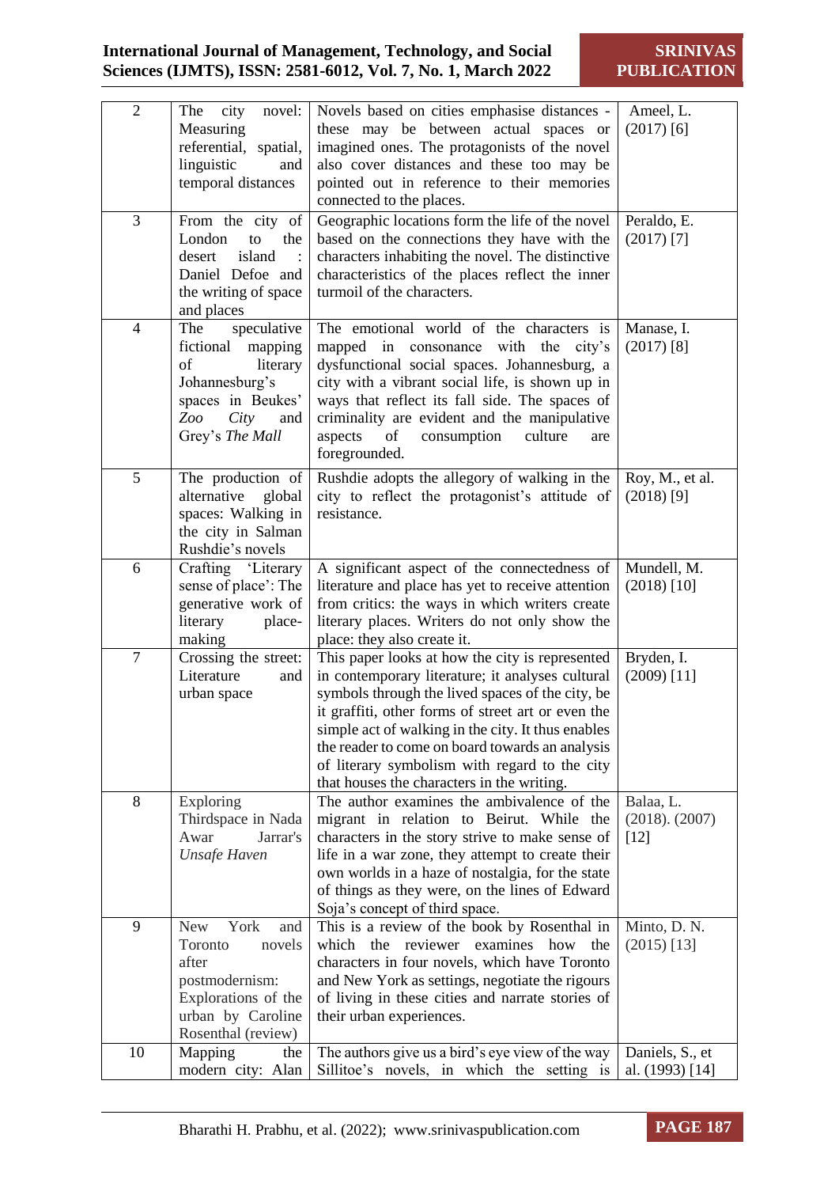| 2 | The city novel: Measuring referential, spatial, linguistic and temporal distances | Novels based on cities emphasise distances - these may be between actual spaces or imagined ones. The protagonists of the novel also cover distances and these too may be pointed out in reference to their memories connected to the places. | Ameel, L. (2017) [6] |
|---|---|---|---|
| 3 | From the city of London to the desert island : Daniel Defoe and the writing of space and places | Geographic locations form the life of the novel based on the connections they have with the characters inhabiting the novel. The distinctive characteristics of the places reflect the inner turmoil of the characters. | Peraldo, E. (2017) [7] |
| 4 | The speculative fictional mapping of literary Johannesburg's spaces in Beukes' *Zoo City* and Grey's *The Mall* | The emotional world of the characters is mapped in consonance with the city's dysfunctional social spaces. Johannesburg, a city with a vibrant social life, is shown up in ways that reflect its fall side. The spaces of criminality are evident and the manipulative aspects of consumption culture are foregrounded. | Manase, I. (2017) [8] |
| 5 | The production of alternative global spaces: Walking in the city in Salman Rushdie's novels | Rushdie adopts the allegory of walking in the city to reflect the protagonist's attitude of resistance. | Roy, M., et al. (2018) [9] |
| 6 | Crafting 'Literary sense of place': The generative work of literary place-making | A significant aspect of the connectedness of literature and place has yet to receive attention from critics: the ways in which writers create literary places. Writers do not only show the place: they also create it. | Mundell, M. (2018) [10] |
| 7 | Crossing the street: Literature and urban space | This paper looks at how the city is represented in contemporary literature; it analyses cultural symbols through the lived spaces of the city, be it graffiti, other forms of street art or even the simple act of walking in the city. It thus enables the reader to come on board towards an analysis of literary symbolism with regard to the city that houses the characters in the writing. | Bryden, I. (2009) [11] |
| 8 | Exploring Thirdspace in Nada Awar Jarrar's *Unsafe Haven* | The author examines the ambivalence of the migrant in relation to Beirut. While the characters in the story strive to make sense of life in a war zone, they attempt to create their own worlds in a haze of nostalgia, for the state of things as they were, on the lines of Edward Soja's concept of third space. | Balaa, L. (2018). (2007) [12] |
| 9 | New York and Toronto novels after postmodernism: Explorations of the urban by Caroline Rosenthal (review) | This is a review of the book by Rosenthal in which the reviewer examines how the characters in four novels, which have Toronto and New York as settings, negotiate the rigours of living in these cities and narrate stories of their urban experiences. | Minto, D. N. (2015) [13] |
| 10 | Mapping the modern city: Alan | The authors give us a bird's eye view of the way Sillitoe's novels, in which the setting is | Daniels, S., et al. (1993) [14] |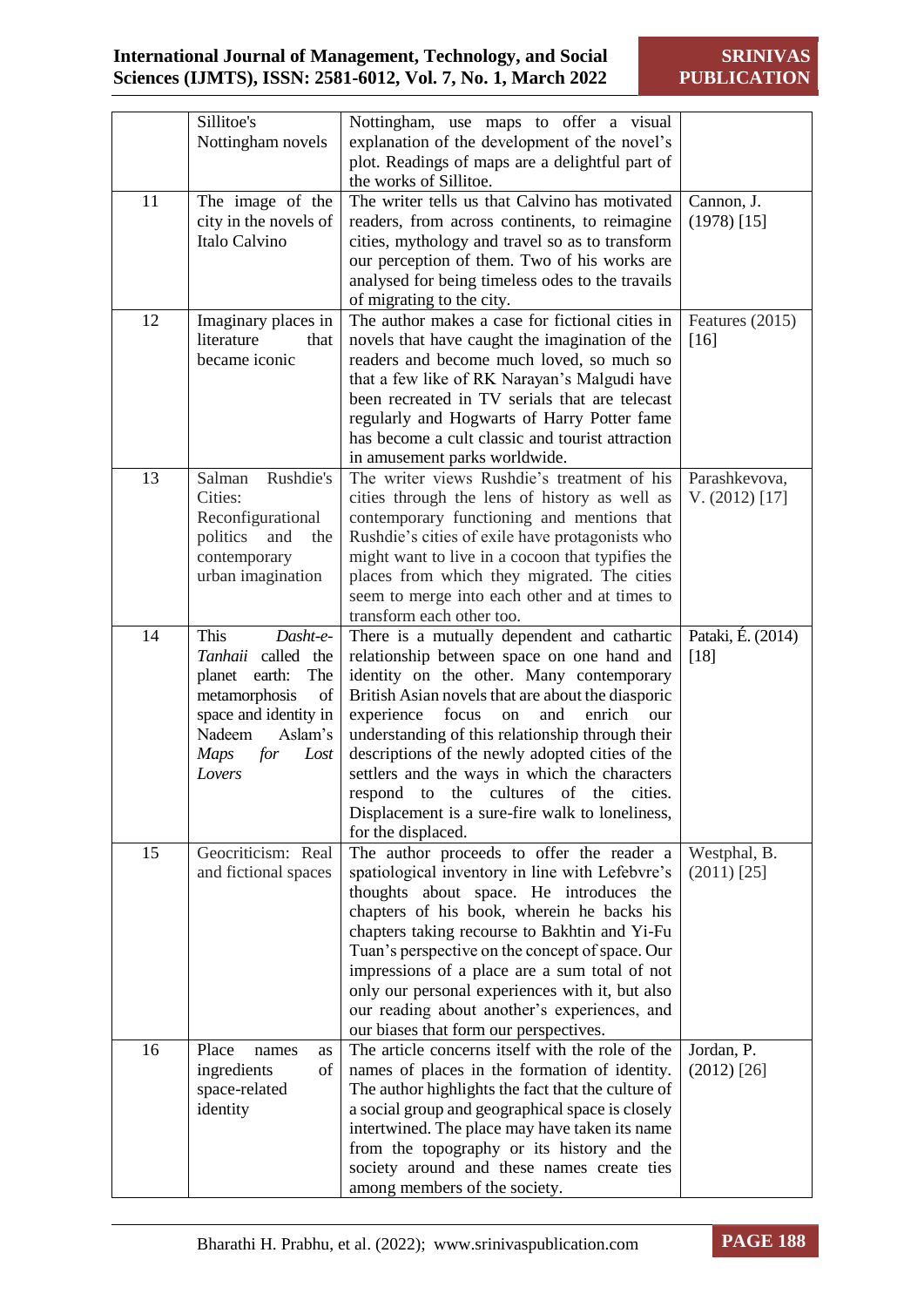| | Sillitoe's Nottingham novels | Nottingham, use maps to offer a visual explanation of the development of the novel's plot. Readings of maps are a delightful part of the works of Sillitoe. | |
|---|---|---|---|
| 11 | The image of the city in the novels of Italo Calvino | The writer tells us that Calvino has motivated readers, from across continents, to reimagine cities, mythology and travel so as to transform our perception of them. Two of his works are analysed for being timeless odes to the travails of migrating to the city. | Cannon, J. (1978) [15] |
| 12 | Imaginary places in literature that became iconic | The author makes a case for fictional cities in novels that have caught the imagination of the readers and become much loved, so much so that a few like of RK Narayan's Malgudi have been recreated in TV serials that are telecast regularly and Hogwarts of Harry Potter fame has become a cult classic and tourist attraction in amusement parks worldwide. | Features (2015) [16] |
| 13 | Salman Rushdie's Cities: Reconfigurational politics and the contemporary urban imagination | The writer views Rushdie's treatment of his cities through the lens of history as well as contemporary functioning and mentions that Rushdie's cities of exile have protagonists who might want to live in a cocoon that typifies the places from which they migrated. The cities seem to merge into each other and at times to transform each other too. | Parashkevova, V. (2012) [17] |
| 14 | This *Dasht-e-Tanhaii* called the planet earth: The metamorphosis of space and identity in Nadeem Aslam's *Maps for Lost Lovers* | There is a mutually dependent and cathartic relationship between space on one hand and identity on the other. Many contemporary British Asian novels that are about the diasporic experience focus on and enrich our understanding of this relationship through their descriptions of the newly adopted cities of the settlers and the ways in which the characters respond to the cultures of the cities. Displacement is a sure-fire walk to loneliness, for the displaced. | Pataki, É. (2014) [18] |
| 15 | Geocriticism: Real and fictional spaces | The author proceeds to offer the reader a spatiological inventory in line with Lefebvre's thoughts about space. He introduces the chapters of his book, wherein he backs his chapters taking recourse to Bakhtin and Yi-Fu Tuan's perspective on the concept of space. Our impressions of a place are a sum total of not only our personal experiences with it, but also our reading about another's experiences, and our biases that form our perspectives. | Westphal, B. (2011) [25] |
| 16 | Place names as ingredients of space-related identity | The article concerns itself with the role of the names of places in the formation of identity. The author highlights the fact that the culture of a social group and geographical space is closely intertwined. The place may have taken its name from the topography or its history and the society around and these names create ties among members of the society. | Jordan, P. (2012) [26] |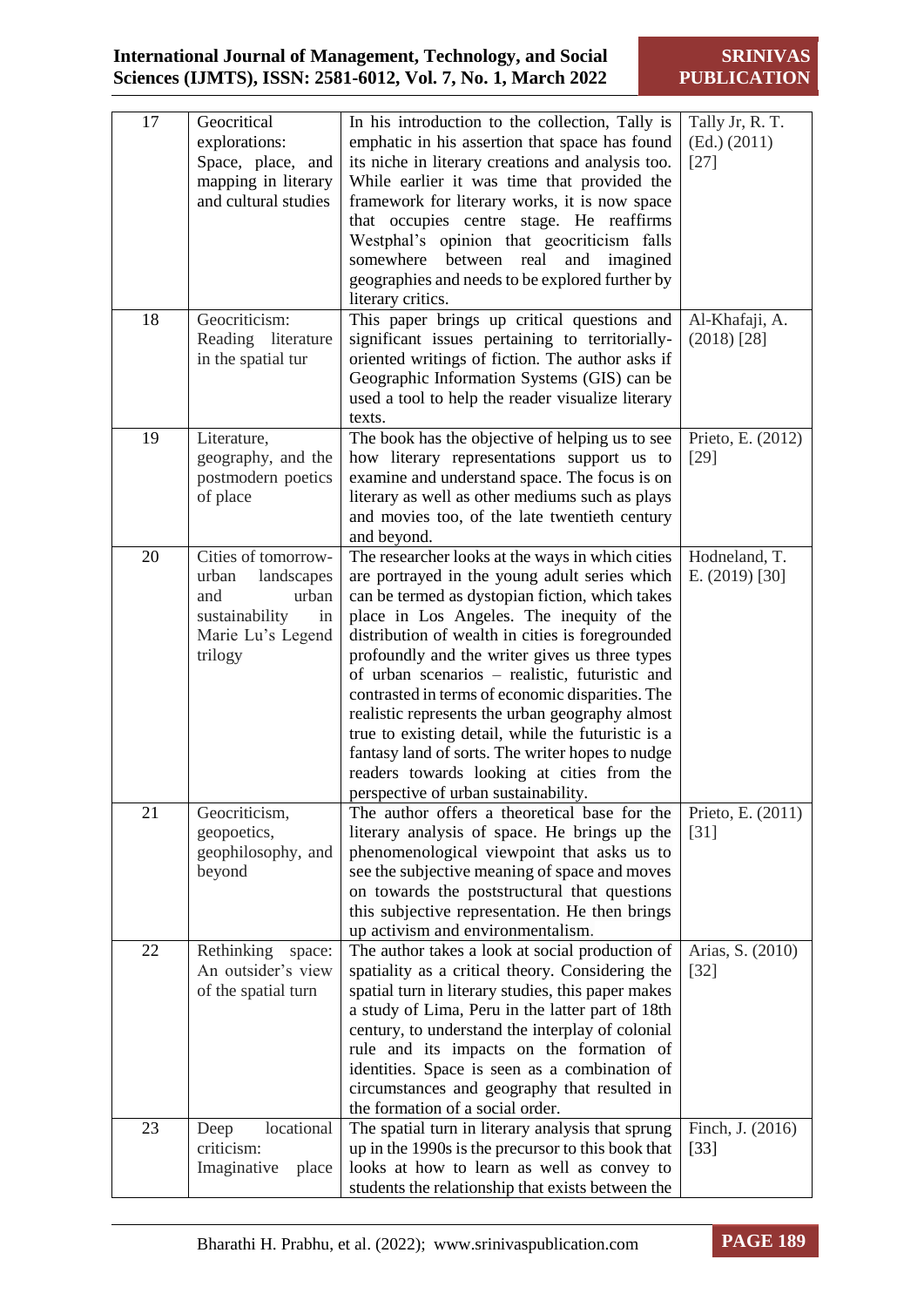| 17 | Geocritical explorations: Space, place, and mapping in literary and cultural studies | In his introduction to the collection, Tally is emphatic in his assertion that space has found its niche in literary creations and analysis too. While earlier it was time that provided the framework for literary works, it is now space that occupies centre stage. He reaffirms Westphal's opinion that geocriticism falls somewhere between real and imagined geographies and needs to be explored further by literary critics. | Tally Jr, R. T. (Ed.) (2011) [27] |
|---|---|---|---|
| 18 | Geocriticism: Reading literature in the spatial tur | This paper brings up critical questions and significant issues pertaining to territorially-oriented writings of fiction. The author asks if Geographic Information Systems (GIS) can be used a tool to help the reader visualize literary texts. | Al-Khafaji, A. (2018) [28] |
| 19 | Literature, geography, and the postmodern poetics of place | The book has the objective of helping us to see how literary representations support us to examine and understand space. The focus is on literary as well as other mediums such as plays and movies too, of the late twentieth century and beyond. | Prieto, E. (2012) [29] |
| 20 | Cities of tomorrow-urban landscapes and urban sustainability in Marie Lu's Legend trilogy | The researcher looks at the ways in which cities are portrayed in the young adult series which can be termed as dystopian fiction, which takes place in Los Angeles. The inequity of the distribution of wealth in cities is foregrounded profoundly and the writer gives us three types of urban scenarios – realistic, futuristic and contrasted in terms of economic disparities. The realistic represents the urban geography almost true to existing detail, while the futuristic is a fantasy land of sorts. The writer hopes to nudge readers towards looking at cities from the perspective of urban sustainability. | Hodneland, T. E. (2019) [30] |
| 21 | Geocriticism, geopoetics, geophilosophy, and beyond | The author offers a theoretical base for the literary analysis of space. He brings up the phenomenological viewpoint that asks us to see the subjective meaning of space and moves on towards the poststructural that questions this subjective representation. He then brings up activism and environmentalism. | Prieto, E. (2011) [31] |
| 22 | Rethinking space: An outsider's view of the spatial turn | The author takes a look at social production of spatiality as a critical theory. Considering the spatial turn in literary studies, this paper makes a study of Lima, Peru in the latter part of 18th century, to understand the interplay of colonial rule and its impacts on the formation of identities. Space is seen as a combination of circumstances and geography that resulted in the formation of a social order. | Arias, S. (2010) [32] |
| 23 | Deep locational criticism: Imaginative place | The spatial turn in literary analysis that sprung up in the 1990s is the precursor to this book that looks at how to learn as well as convey to students the relationship that exists between the | Finch, J. (2016) [33] |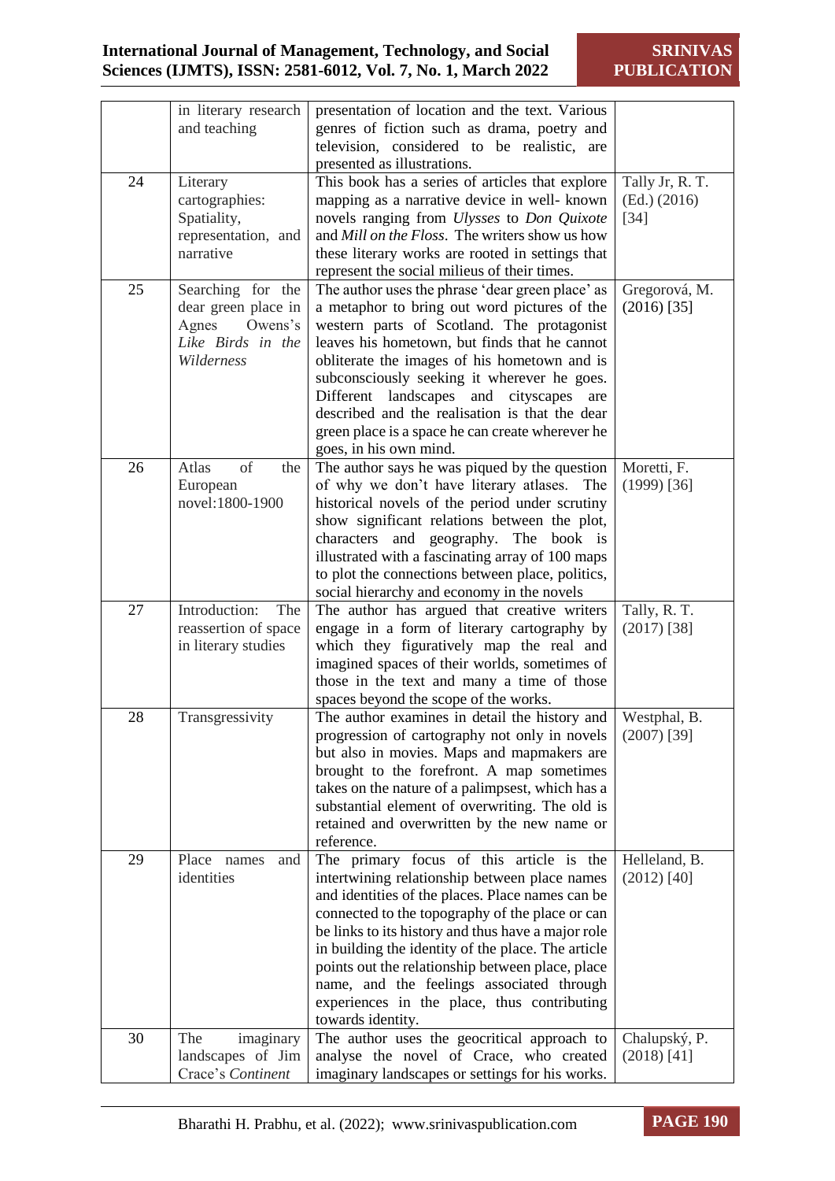| | in literary research and teaching | presentation of location and the text. Various genres of fiction such as drama, poetry and television, considered to be realistic, are presented as illustrations. | |
|---|---|---|---|
| 24 | Literary cartographies: Spatiality, representation, and narrative | This book has a series of articles that explore mapping as a narrative device in well- known novels ranging from *Ulysses* to *Don Quixote* and *Mill on the Floss*. The writers show us how these literary works are rooted in settings that represent the social milieus of their times. | Tally Jr, R. T. (Ed.) (2016) [34] |
| 25 | Searching for the dear green place in Agnes Owens's *Like Birds in the Wilderness* | The author uses the phrase 'dear green place' as a metaphor to bring out word pictures of the western parts of Scotland. The protagonist leaves his hometown, but finds that he cannot obliterate the images of his hometown and is subconsciously seeking it wherever he goes. Different landscapes and cityscapes are described and the realisation is that the dear green place is a space he can create wherever he goes, in his own mind. | Gregorová, M. (2016) [35] |
| 26 | Atlas of the European novel:1800-1900 | The author says he was piqued by the question of why we don't have literary atlases. The historical novels of the period under scrutiny show significant relations between the plot, characters and geography. The book is illustrated with a fascinating array of 100 maps to plot the connections between place, politics, social hierarchy and economy in the novels | Moretti, F. (1999) [36] |
| 27 | Introduction: The reassertion of space in literary studies | The author has argued that creative writers engage in a form of literary cartography by which they figuratively map the real and imagined spaces of their worlds, sometimes of those in the text and many a time of those spaces beyond the scope of the works. | Tally, R. T. (2017) [38] |
| 28 | Transgressivity | The author examines in detail the history and progression of cartography not only in novels but also in movies. Maps and mapmakers are brought to the forefront. A map sometimes takes on the nature of a palimpsest, which has a substantial element of overwriting. The old is retained and overwritten by the new name or reference. | Westphal, B. (2007) [39] |
| 29 | Place names and identities | The primary focus of this article is the intertwining relationship between place names and identities of the places. Place names can be connected to the topography of the place or can be links to its history and thus have a major role in building the identity of the place. The article points out the relationship between place, place name, and the feelings associated through experiences in the place, thus contributing towards identity. | Helleland, B. (2012) [40] |
| 30 | The imaginary landscapes of Jim Crace's *Continent* | The author uses the geocritical approach to analyse the novel of Crace, who created imaginary landscapes or settings for his works. | Chalupský, P. (2018) [41] |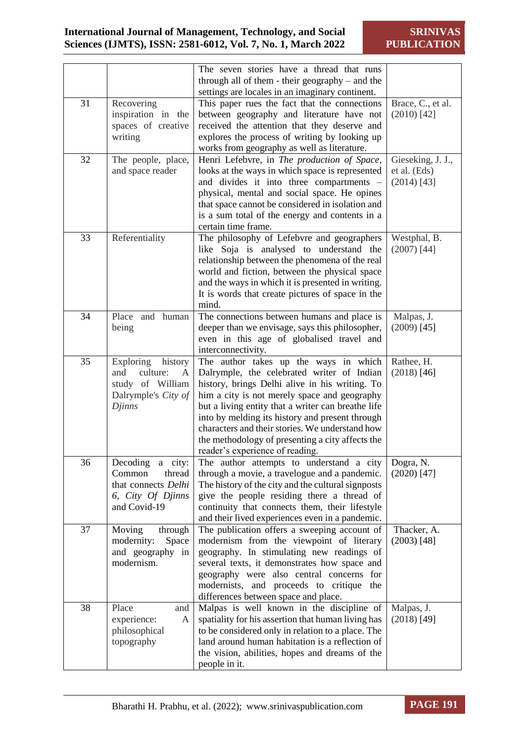| | | | |
|---|---|---|---|
| | | The seven stories have a thread that runs through all of them - their geography – and the settings are locales in an imaginary continent. | |
| 31 | Recovering inspiration in the spaces of creative writing | This paper rues the fact that the connections between geography and literature have not received the attention that they deserve and explores the process of writing by looking up works from geography as well as literature. | Brace, C., et al. (2010) [42] |
| 32 | The people, place, and space reader | Henri Lefebvre, in *The production of Space*, looks at the ways in which space is represented and divides it into three compartments – physical, mental and social space. He opines that space cannot be considered in isolation and is a sum total of the energy and contents in a certain time frame. | Gieseking, J. J., et al. (Eds) (2014) [43] |
| 33 | Referentiality | The philosophy of Lefebvre and geographers like Soja is analysed to understand the relationship between the phenomena of the real world and fiction, between the physical space and the ways in which it is presented in writing. It is words that create pictures of space in the mind. | Westphal, B. (2007) [44] |
| 34 | Place and human being | The connections between humans and place is deeper than we envisage, says this philosopher, even in this age of globalised travel and interconnectivity. | Malpas, J. (2009) [45] |
| 35 | Exploring history and culture: A study of William Dalrymple's *City of Djinns* | The author takes up the ways in which Dalrymple, the celebrated writer of Indian history, brings Delhi alive in his writing. To him a city is not merely space and geography but a living entity that a writer can breathe life into by melding its history and present through characters and their stories. We understand how the methodology of presenting a city affects the reader's experience of reading. | Rathee, H. (2018) [46] |
| 36 | Decoding a city: Common thread that connects *Delhi 6*, *City Of Djinns* and Covid-19 | The author attempts to understand a city through a movie, a travelogue and a pandemic. The history of the city and the cultural signposts give the people residing there a thread of continuity that connects them, their lifestyle and their lived experiences even in a pandemic. | Dogra, N. (2020) [47] |
| 37 | Moving through modernity: Space and geography in modernism. | The publication offers a sweeping account of modernism from the viewpoint of literary geography. In stimulating new readings of several texts, it demonstrates how space and geography were also central concerns for modernists, and proceeds to critique the differences between space and place. | Thacker, A. (2003) [48] |
| 38 | Place and experience: A philosophical topography | Malpas is well known in the discipline of spatiality for his assertion that human living has to be considered only in relation to a place. The land around human habitation is a reflection of the vision, abilities, hopes and dreams of the people in it. | Malpas, J. (2018) [49] |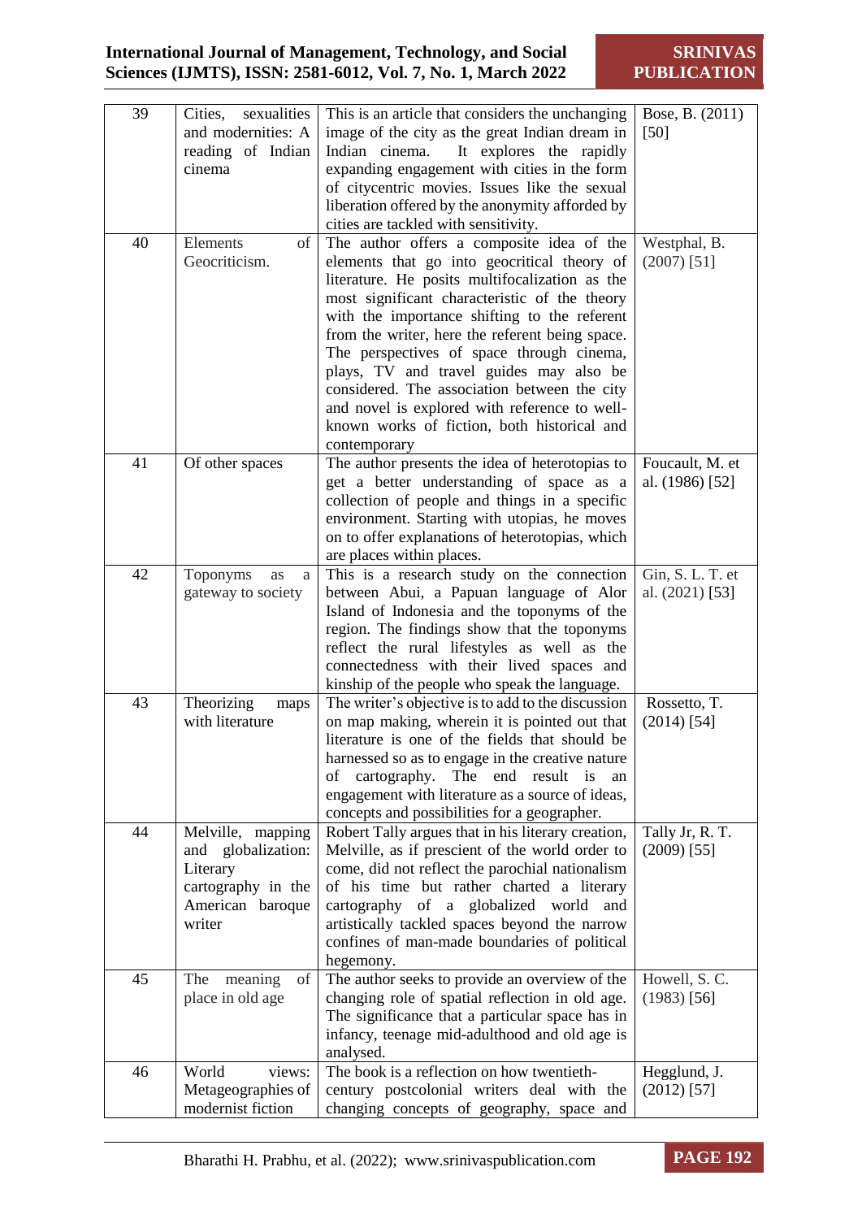| 39 | Cities, sexualities and modernities: A reading of Indian cinema | This is an article that considers the unchanging image of the city as the great Indian dream in Indian cinema. It explores the rapidly expanding engagement with cities in the form of citycentric movies. Issues like the sexual liberation offered by the anonymity afforded by cities are tackled with sensitivity. | Bose, B. (2011) [50] |
|---|---|---|---|
| 40 | Elements of Geocriticism. | The author offers a composite idea of the elements that go into geocritical theory of literature. He posits multifocalization as the most significant characteristic of the theory with the importance shifting to the referent from the writer, here the referent being space. The perspectives of space through cinema, plays, TV and travel guides may also be considered. The association between the city and novel is explored with reference to well-known works of fiction, both historical and contemporary | Westphal, B. (2007) [51] |
| 41 | Of other spaces | The author presents the idea of heterotopias to get a better understanding of space as a collection of people and things in a specific environment. Starting with utopias, he moves on to offer explanations of heterotopias, which are places within places. | Foucault, M. et al. (1986) [52] |
| 42 | Toponyms as a gateway to society | This is a research study on the connection between Abui, a Papuan language of Alor Island of Indonesia and the toponyms of the region. The findings show that the toponyms reflect the rural lifestyles as well as the connectedness with their lived spaces and kinship of the people who speak the language. | Gin, S. L. T. et al. (2021) [53] |
| 43 | Theorizing maps with literature | The writer's objective is to add to the discussion on map making, wherein it is pointed out that literature is one of the fields that should be harnessed so as to engage in the creative nature of cartography. The end result is an engagement with literature as a source of ideas, concepts and possibilities for a geographer. | Rossetto, T. (2014) [54] |
| 44 | Melville, mapping and globalization: Literary cartography in the American baroque writer | Robert Tally argues that in his literary creation, Melville, as if prescient of the world order to come, did not reflect the parochial nationalism of his time but rather charted a literary cartography of a globalized world and artistically tackled spaces beyond the narrow confines of man-made boundaries of political hegemony. | Tally Jr, R. T. (2009) [55] |
| 45 | The meaning of place in old age | The author seeks to provide an overview of the changing role of spatial reflection in old age. The significance that a particular space has in infancy, teenage mid-adulthood and old age is analysed. | Howell, S. C. (1983) [56] |
| 46 | World views: Metageographies of modernist fiction | The book is a reflection on how twentieth-century postcolonial writers deal with the changing concepts of geography, space and | Hegglund, J. (2012) [57] |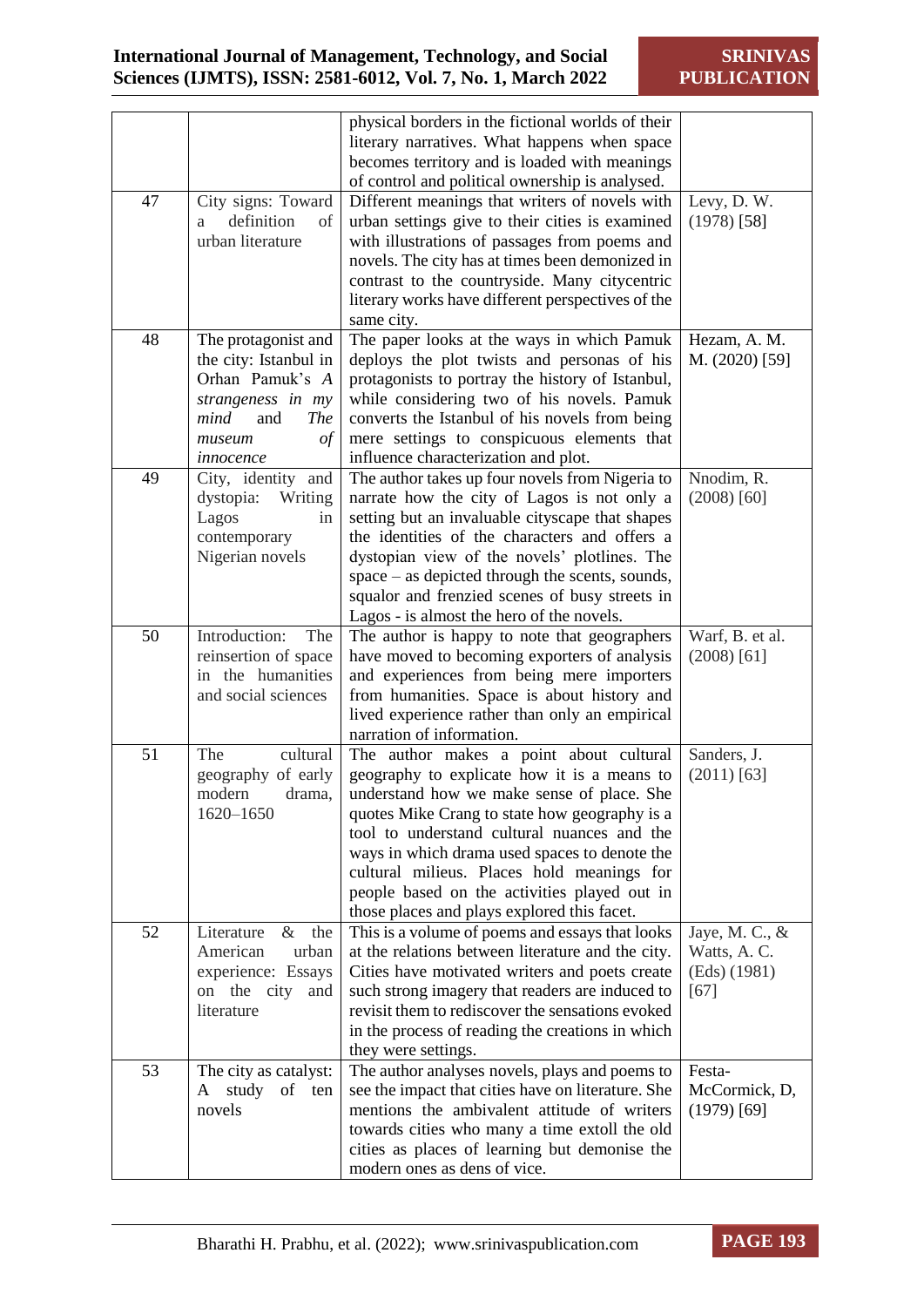| | | physical borders in the fictional worlds of their literary narratives. What happens when space becomes territory and is loaded with meanings of control and political ownership is analysed. | |
|---|---|---|---|
| 47 | City signs: Toward a definition of urban literature | Different meanings that writers of novels with urban settings give to their cities is examined with illustrations of passages from poems and novels. The city has at times been demonized in contrast to the countryside. Many citycentric literary works have different perspectives of the same city. | Levy, D. W. (1978) [58] |
| 48 | The protagonist and the city: Istanbul in Orhan Pamuk's *A strangeness in my mind* and *The museum of innocence* | The paper looks at the ways in which Pamuk deploys the plot twists and personas of his protagonists to portray the history of Istanbul, while considering two of his novels. Pamuk converts the Istanbul of his novels from being mere settings to conspicuous elements that influence characterization and plot. | Hezam, A. M. M. (2020) [59] |
| 49 | City, identity and dystopia: Writing Lagos in contemporary Nigerian novels | The author takes up four novels from Nigeria to narrate how the city of Lagos is not only a setting but an invaluable cityscape that shapes the identities of the characters and offers a dystopian view of the novels' plotlines. The space – as depicted through the scents, sounds, squalor and frenzied scenes of busy streets in Lagos - is almost the hero of the novels. | Nnodim, R. (2008) [60] |
| 50 | Introduction: The reinsertion of space in the humanities and social sciences | The author is happy to note that geographers have moved to becoming exporters of analysis and experiences from being mere importers from humanities. Space is about history and lived experience rather than only an empirical narration of information. | Warf, B. et al. (2008) [61] |
| 51 | The cultural geography of early modern drama, 1620–1650 | The author makes a point about cultural geography to explicate how it is a means to understand how we make sense of place. She quotes Mike Crang to state how geography is a tool to understand cultural nuances and the ways in which drama used spaces to denote the cultural milieus. Places hold meanings for people based on the activities played out in those places and plays explored this facet. | Sanders, J. (2011) [63] |
| 52 | Literature & the American urban experience: Essays on the city and literature | This is a volume of poems and essays that looks at the relations between literature and the city. Cities have motivated writers and poets create such strong imagery that readers are induced to revisit them to rediscover the sensations evoked in the process of reading the creations in which they were settings. | Jaye, M. C., & Watts, A. C. (Eds) (1981) [67] |
| 53 | The city as catalyst: A study of ten novels | The author analyses novels, plays and poems to see the impact that cities have on literature. She mentions the ambivalent attitude of writers towards cities who many a time extoll the old cities as places of learning but demonise the modern ones as dens of vice. | Festa-McCormick, D, (1979) [69] |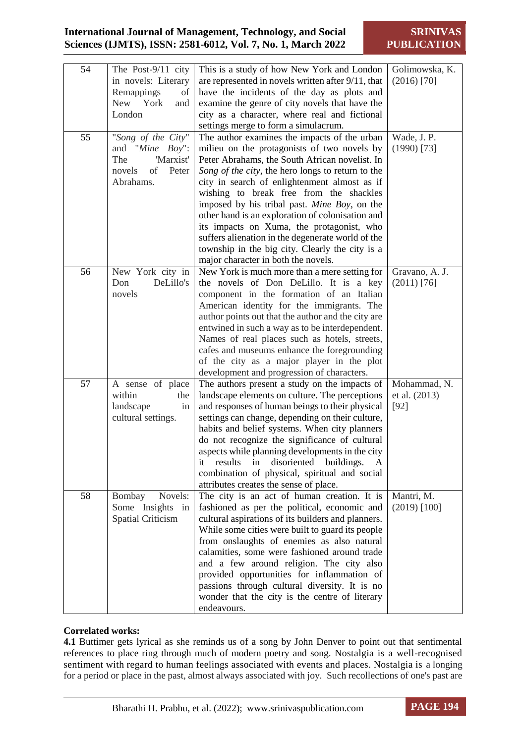| 54 | The Post-9/11 city in novels: Literary Remappings of New York and London | This is a study of how New York and London are represented in novels written after 9/11, that have the incidents of the day as plots and examine the genre of city novels that have the city as a character, where real and fictional settings merge to form a simulacrum. | Golimowska, K. (2016) [70] |
|---|---|---|---|
| 55 | "*Song of the City*" and "*Mine Boy*": The 'Marxist' novels of Peter Abrahams. | The author examines the impacts of the urban milieu on the protagonists of two novels by Peter Abrahams, the South African novelist. In *Song of the city*, the hero longs to return to the city in search of enlightenment almost as if wishing to break free from the shackles imposed by his tribal past. *Mine Boy*, on the other hand is an exploration of colonisation and its impacts on Xuma, the protagonist, who suffers alienation in the degenerate world of the township in the big city. Clearly the city is a major character in both the novels. | Wade, J. P. (1990) [73] |
| 56 | New York city in Don DeLillo's novels | New York is much more than a mere setting for the novels of Don DeLillo. It is a key component in the formation of an Italian American identity for the immigrants. The author points out that the author and the city are entwined in such a way as to be interdependent. Names of real places such as hotels, streets, cafes and museums enhance the foregrounding of the city as a major player in the plot development and progression of characters. | Gravano, A. J. (2011) [76] |
| 57 | A sense of place within the landscape in cultural settings. | The authors present a study on the impacts of landscape elements on culture. The perceptions and responses of human beings to their physical settings can change, depending on their culture, habits and belief systems. When city planners do not recognize the significance of cultural aspects while planning developments in the city it results in disoriented buildings. A combination of physical, spiritual and social attributes creates the sense of place. | Mohammad, N. et al. (2013) [92] |
| 58 | Bombay Novels: Some Insights in Spatial Criticism | The city is an act of human creation. It is fashioned as per the political, economic and cultural aspirations of its builders and planners. While some cities were built to guard its people from onslaughts of enemies as also natural calamities, some were fashioned around trade and a few around religion. The city also provided opportunities for inflammation of passions through cultural diversity. It is no wonder that the city is the centre of literary endeavours. | Mantri, M. (2019) [100] |

**Correlated works:**

**4.1** Buttimer gets lyrical as she reminds us of a song by John Denver to point out that sentimental references to place ring through much of modern poetry and song. Nostalgia is a well-recognised sentiment with regard to human feelings associated with events and places. Nostalgia is a longing for a period or place in the past, almost always associated with joy. Such recollections of one's past are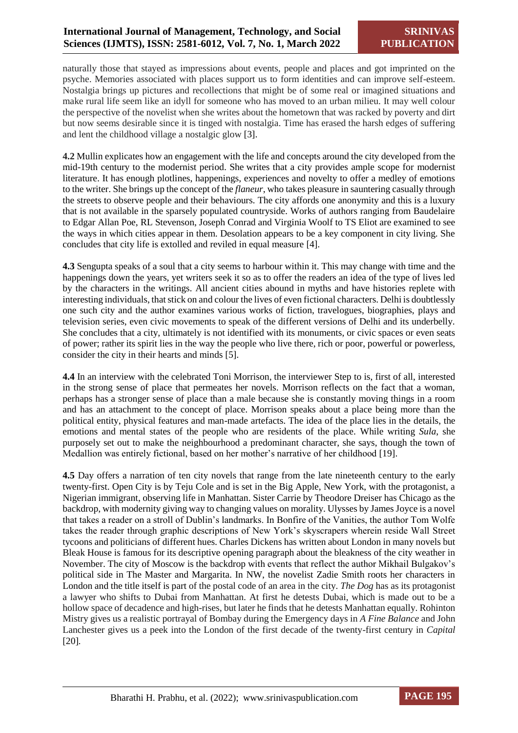naturally those that stayed as impressions about events, people and places and got imprinted on the psyche. Memories associated with places support us to form identities and can improve self-esteem. Nostalgia brings up pictures and recollections that might be of some real or imagined situations and make rural life seem like an idyll for someone who has moved to an urban milieu. It may well colour the perspective of the novelist when she writes about the hometown that was racked by poverty and dirt but now seems desirable since it is tinged with nostalgia. Time has erased the harsh edges of suffering and lent the childhood village a nostalgic glow [3].

**4.2** Mullin explicates how an engagement with the life and concepts around the city developed from the mid-19th century to the modernist period. She writes that a city provides ample scope for modernist literature. It has enough plotlines, happenings, experiences and novelty to offer a medley of emotions to the writer. She brings up the concept of the *flaneur*, who takes pleasure in sauntering casually through the streets to observe people and their behaviours. The city affords one anonymity and this is a luxury that is not available in the sparsely populated countryside. Works of authors ranging from Baudelaire to Edgar Allan Poe, RL Stevenson, Joseph Conrad and Virginia Woolf to TS Eliot are examined to see the ways in which cities appear in them. Desolation appears to be a key component in city living. She concludes that city life is extolled and reviled in equal measure [4].

**4.3** Sengupta speaks of a soul that a city seems to harbour within it. This may change with time and the happenings down the years, yet writers seek it so as to offer the readers an idea of the type of lives led by the characters in the writings. All ancient cities abound in myths and have histories replete with interesting individuals, that stick on and colour the lives of even fictional characters. Delhi is doubtlessly one such city and the author examines various works of fiction, travelogues, biographies, plays and television series, even civic movements to speak of the different versions of Delhi and its underbelly. She concludes that a city, ultimately is not identified with its monuments, or civic spaces or even seats of power; rather its spirit lies in the way the people who live there, rich or poor, powerful or powerless, consider the city in their hearts and minds [5].

**4.4** In an interview with the celebrated Toni Morrison, the interviewer Step to is, first of all, interested in the strong sense of place that permeates her novels. Morrison reflects on the fact that a woman, perhaps has a stronger sense of place than a male because she is constantly moving things in a room and has an attachment to the concept of place. Morrison speaks about a place being more than the political entity, physical features and man-made artefacts. The idea of the place lies in the details, the emotions and mental states of the people who are residents of the place. While writing *Sula*, she purposely set out to make the neighbourhood a predominant character, she says, though the town of Medallion was entirely fictional, based on her mother's narrative of her childhood [19].

**4.5** Day offers a narration of ten city novels that range from the late nineteenth century to the early twenty-first. Open City is by Teju Cole and is set in the Big Apple, New York, with the protagonist, a Nigerian immigrant, observing life in Manhattan. Sister Carrie by Theodore Dreiser has Chicago as the backdrop, with modernity giving way to changing values on morality. Ulysses by James Joyce is a novel that takes a reader on a stroll of Dublin's landmarks. In Bonfire of the Vanities, the author Tom Wolfe takes the reader through graphic descriptions of New York's skyscrapers wherein reside Wall Street tycoons and politicians of different hues. Charles Dickens has written about London in many novels but Bleak House is famous for its descriptive opening paragraph about the bleakness of the city weather in November. The city of Moscow is the backdrop with events that reflect the author Mikhail Bulgakov's political side in The Master and Margarita. In NW, the novelist Zadie Smith roots her characters in London and the title itself is part of the postal code of an area in the city. *The Dog* has as its protagonist a lawyer who shifts to Dubai from Manhattan. At first he detests Dubai, which is made out to be a hollow space of decadence and high-rises, but later he finds that he detests Manhattan equally. Rohinton Mistry gives us a realistic portrayal of Bombay during the Emergency days in *A Fine Balance* and John Lanchester gives us a peek into the London of the first decade of the twenty-first century in *Capital* [20].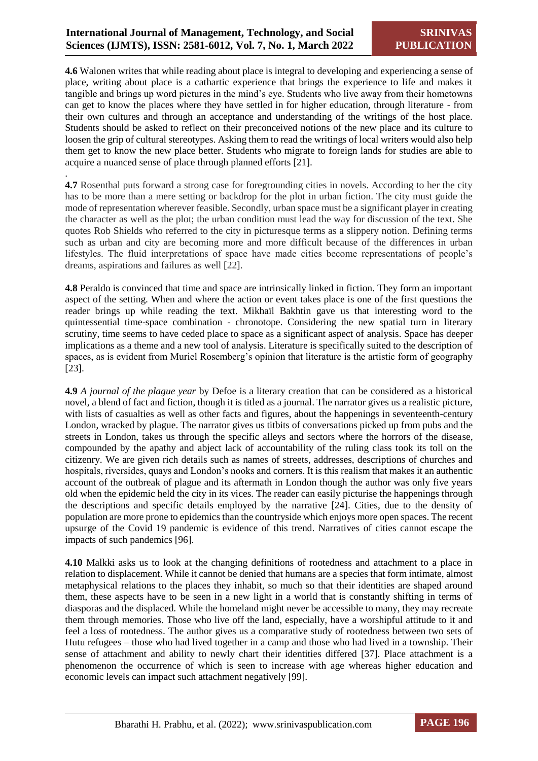**4.6** Walonen writes that while reading about place is integral to developing and experiencing a sense of place, writing about place is a cathartic experience that brings the experience to life and makes it tangible and brings up word pictures in the mind's eye. Students who live away from their hometowns can get to know the places where they have settled in for higher education, through literature - from their own cultures and through an acceptance and understanding of the writings of the host place. Students should be asked to reflect on their preconceived notions of the new place and its culture to loosen the grip of cultural stereotypes. Asking them to read the writings of local writers would also help them get to know the new place better. Students who migrate to foreign lands for studies are able to acquire a nuanced sense of place through planned efforts [21].

.

**4.7** Rosenthal puts forward a strong case for foregrounding cities in novels. According to her the city has to be more than a mere setting or backdrop for the plot in urban fiction. The city must guide the mode of representation wherever feasible. Secondly, urban space must be a significant player in creating the character as well as the plot; the urban condition must lead the way for discussion of the text. She quotes Rob Shields who referred to the city in picturesque terms as a slippery notion. Defining terms such as urban and city are becoming more and more difficult because of the differences in urban lifestyles. The fluid interpretations of space have made cities become representations of people's dreams, aspirations and failures as well [22].

**4.8** Peraldo is convinced that time and space are intrinsically linked in fiction. They form an important aspect of the setting. When and where the action or event takes place is one of the first questions the reader brings up while reading the text. Mikhaïl Bakhtin gave us that interesting word to the quintessential time-space combination - chronotope. Considering the new spatial turn in literary scrutiny, time seems to have ceded place to space as a significant aspect of analysis. Space has deeper implications as a theme and a new tool of analysis. Literature is specifically suited to the description of spaces, as is evident from Muriel Rosemberg's opinion that literature is the artistic form of geography [23].

**4.9** *A journal of the plague year* by Defoe is a literary creation that can be considered as a historical novel, a blend of fact and fiction, though it is titled as a journal. The narrator gives us a realistic picture, with lists of casualties as well as other facts and figures, about the happenings in seventeenth-century London, wracked by plague. The narrator gives us titbits of conversations picked up from pubs and the streets in London, takes us through the specific alleys and sectors where the horrors of the disease, compounded by the apathy and abject lack of accountability of the ruling class took its toll on the citizenry. We are given rich details such as names of streets, addresses, descriptions of churches and hospitals, riversides, quays and London's nooks and corners. It is this realism that makes it an authentic account of the outbreak of plague and its aftermath in London though the author was only five years old when the epidemic held the city in its vices. The reader can easily picturise the happenings through the descriptions and specific details employed by the narrative [24]. Cities, due to the density of population are more prone to epidemics than the countryside which enjoys more open spaces. The recent upsurge of the Covid 19 pandemic is evidence of this trend. Narratives of cities cannot escape the impacts of such pandemics [96].

**4.10** Malkki asks us to look at the changing definitions of rootedness and attachment to a place in relation to displacement. While it cannot be denied that humans are a species that form intimate, almost metaphysical relations to the places they inhabit, so much so that their identities are shaped around them, these aspects have to be seen in a new light in a world that is constantly shifting in terms of diasporas and the displaced. While the homeland might never be accessible to many, they may recreate them through memories. Those who live off the land, especially, have a worshipful attitude to it and feel a loss of rootedness. The author gives us a comparative study of rootedness between two sets of Hutu refugees – those who had lived together in a camp and those who had lived in a township. Their sense of attachment and ability to newly chart their identities differed [37]. Place attachment is a phenomenon the occurrence of which is seen to increase with age whereas higher education and economic levels can impact such attachment negatively [99].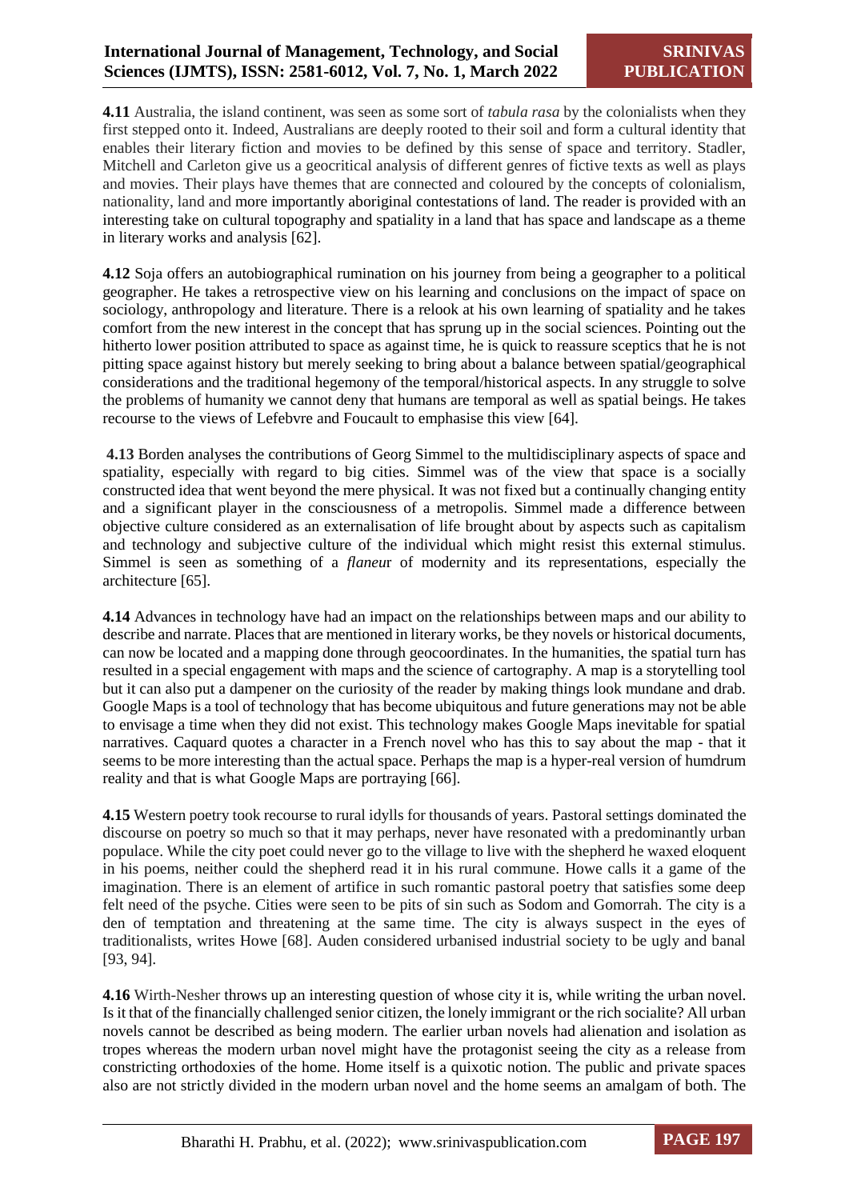**4.11** Australia, the island continent, was seen as some sort of *tabula rasa* by the colonialists when they first stepped onto it. Indeed, Australians are deeply rooted to their soil and form a cultural identity that enables their literary fiction and movies to be defined by this sense of space and territory. Stadler, Mitchell and Carleton give us a geocritical analysis of different genres of fictive texts as well as plays and movies. Their plays have themes that are connected and coloured by the concepts of colonialism, nationality, land and more importantly aboriginal contestations of land. The reader is provided with an interesting take on cultural topography and spatiality in a land that has space and landscape as a theme in literary works and analysis [62].

**4.12** Soja offers an autobiographical rumination on his journey from being a geographer to a political geographer. He takes a retrospective view on his learning and conclusions on the impact of space on sociology, anthropology and literature. There is a relook at his own learning of spatiality and he takes comfort from the new interest in the concept that has sprung up in the social sciences. Pointing out the hitherto lower position attributed to space as against time, he is quick to reassure sceptics that he is not pitting space against history but merely seeking to bring about a balance between spatial/geographical considerations and the traditional hegemony of the temporal/historical aspects. In any struggle to solve the problems of humanity we cannot deny that humans are temporal as well as spatial beings. He takes recourse to the views of Lefebvre and Foucault to emphasise this view [64].

**4.13** Borden analyses the contributions of Georg Simmel to the multidisciplinary aspects of space and spatiality, especially with regard to big cities. Simmel was of the view that space is a socially constructed idea that went beyond the mere physical. It was not fixed but a continually changing entity and a significant player in the consciousness of a metropolis. Simmel made a difference between objective culture considered as an externalisation of life brought about by aspects such as capitalism and technology and subjective culture of the individual which might resist this external stimulus. Simmel is seen as something of a *flaneur* of modernity and its representations, especially the architecture [65].

**4.14** Advances in technology have had an impact on the relationships between maps and our ability to describe and narrate. Places that are mentioned in literary works, be they novels or historical documents, can now be located and a mapping done through geocoordinates. In the humanities, the spatial turn has resulted in a special engagement with maps and the science of cartography. A map is a storytelling tool but it can also put a dampener on the curiosity of the reader by making things look mundane and drab. Google Maps is a tool of technology that has become ubiquitous and future generations may not be able to envisage a time when they did not exist. This technology makes Google Maps inevitable for spatial narratives. Caquard quotes a character in a French novel who has this to say about the map - that it seems to be more interesting than the actual space. Perhaps the map is a hyper-real version of humdrum reality and that is what Google Maps are portraying [66].

**4.15** Western poetry took recourse to rural idylls for thousands of years. Pastoral settings dominated the discourse on poetry so much so that it may perhaps, never have resonated with a predominantly urban populace. While the city poet could never go to the village to live with the shepherd he waxed eloquent in his poems, neither could the shepherd read it in his rural commune. Howe calls it a game of the imagination. There is an element of artifice in such romantic pastoral poetry that satisfies some deep felt need of the psyche. Cities were seen to be pits of sin such as Sodom and Gomorrah. The city is a den of temptation and threatening at the same time. The city is always suspect in the eyes of traditionalists, writes Howe [68]. Auden considered urbanised industrial society to be ugly and banal [93, 94].

**4.16** Wirth-Nesher throws up an interesting question of whose city it is, while writing the urban novel. Is it that of the financially challenged senior citizen, the lonely immigrant or the rich socialite? All urban novels cannot be described as being modern. The earlier urban novels had alienation and isolation as tropes whereas the modern urban novel might have the protagonist seeing the city as a release from constricting orthodoxies of the home. Home itself is a quixotic notion. The public and private spaces also are not strictly divided in the modern urban novel and the home seems an amalgam of both. The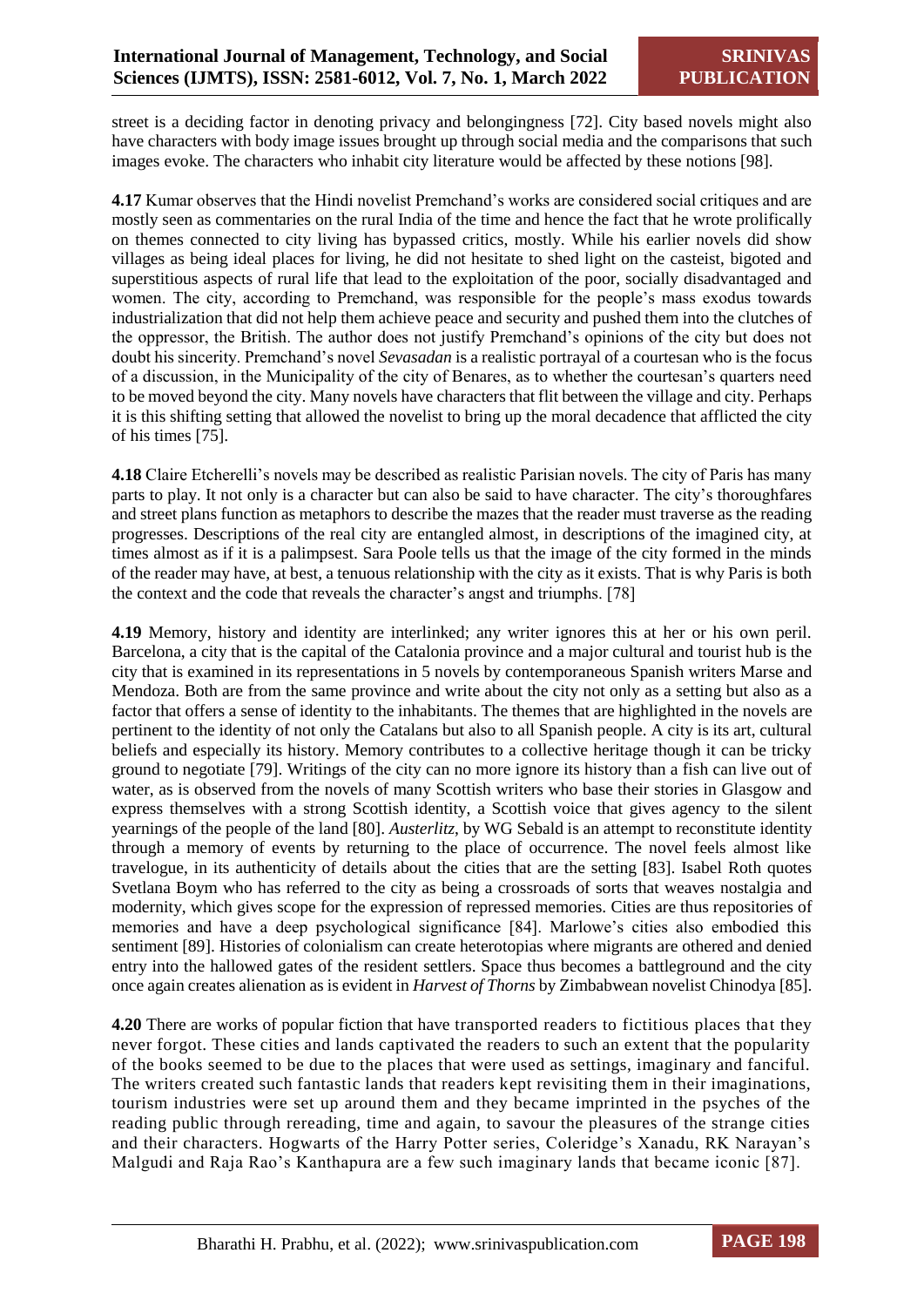street is a deciding factor in denoting privacy and belongingness [72]. City based novels might also have characters with body image issues brought up through social media and the comparisons that such images evoke. The characters who inhabit city literature would be affected by these notions [98].

**4.17** Kumar observes that the Hindi novelist Premchand's works are considered social critiques and are mostly seen as commentaries on the rural India of the time and hence the fact that he wrote prolifically on themes connected to city living has bypassed critics, mostly. While his earlier novels did show villages as being ideal places for living, he did not hesitate to shed light on the casteist, bigoted and superstitious aspects of rural life that lead to the exploitation of the poor, socially disadvantaged and women. The city, according to Premchand, was responsible for the people's mass exodus towards industrialization that did not help them achieve peace and security and pushed them into the clutches of the oppressor, the British. The author does not justify Premchand's opinions of the city but does not doubt his sincerity. Premchand's novel *Sevasadan* is a realistic portrayal of a courtesan who is the focus of a discussion, in the Municipality of the city of Benares, as to whether the courtesan's quarters need to be moved beyond the city. Many novels have characters that flit between the village and city. Perhaps it is this shifting setting that allowed the novelist to bring up the moral decadence that afflicted the city of his times [75].

**4.18** Claire Etcherelli's novels may be described as realistic Parisian novels. The city of Paris has many parts to play. It not only is a character but can also be said to have character. The city's thoroughfares and street plans function as metaphors to describe the mazes that the reader must traverse as the reading progresses. Descriptions of the real city are entangled almost, in descriptions of the imagined city, at times almost as if it is a palimpsest. Sara Poole tells us that the image of the city formed in the minds of the reader may have, at best, a tenuous relationship with the city as it exists. That is why Paris is both the context and the code that reveals the character's angst and triumphs. [78]

**4.19** Memory, history and identity are interlinked; any writer ignores this at her or his own peril. Barcelona, a city that is the capital of the Catalonia province and a major cultural and tourist hub is the city that is examined in its representations in 5 novels by contemporaneous Spanish writers Marse and Mendoza. Both are from the same province and write about the city not only as a setting but also as a factor that offers a sense of identity to the inhabitants. The themes that are highlighted in the novels are pertinent to the identity of not only the Catalans but also to all Spanish people. A city is its art, cultural beliefs and especially its history. Memory contributes to a collective heritage though it can be tricky ground to negotiate [79]. Writings of the city can no more ignore its history than a fish can live out of water, as is observed from the novels of many Scottish writers who base their stories in Glasgow and express themselves with a strong Scottish identity, a Scottish voice that gives agency to the silent yearnings of the people of the land [80]. *Austerlitz*, by WG Sebald is an attempt to reconstitute identity through a memory of events by returning to the place of occurrence. The novel feels almost like travelogue, in its authenticity of details about the cities that are the setting [83]. Isabel Roth quotes Svetlana Boym who has referred to the city as being a crossroads of sorts that weaves nostalgia and modernity, which gives scope for the expression of repressed memories. Cities are thus repositories of memories and have a deep psychological significance [84]. Marlowe's cities also embodied this sentiment [89]. Histories of colonialism can create heterotopias where migrants are othered and denied entry into the hallowed gates of the resident settlers. Space thus becomes a battleground and the city once again creates alienation as is evident in *Harvest of Thorns* by Zimbabwean novelist Chinodya [85].

**4.20** There are works of popular fiction that have transported readers to fictitious places that they never forgot. These cities and lands captivated the readers to such an extent that the popularity of the books seemed to be due to the places that were used as settings, imaginary and fanciful. The writers created such fantastic lands that readers kept revisiting them in their imaginations, tourism industries were set up around them and they became imprinted in the psyches of the reading public through rereading, time and again, to savour the pleasures of the strange cities and their characters. Hogwarts of the Harry Potter series, Coleridge's Xanadu, RK Narayan's Malgudi and Raja Rao's Kanthapura are a few such imaginary lands that became iconic [87].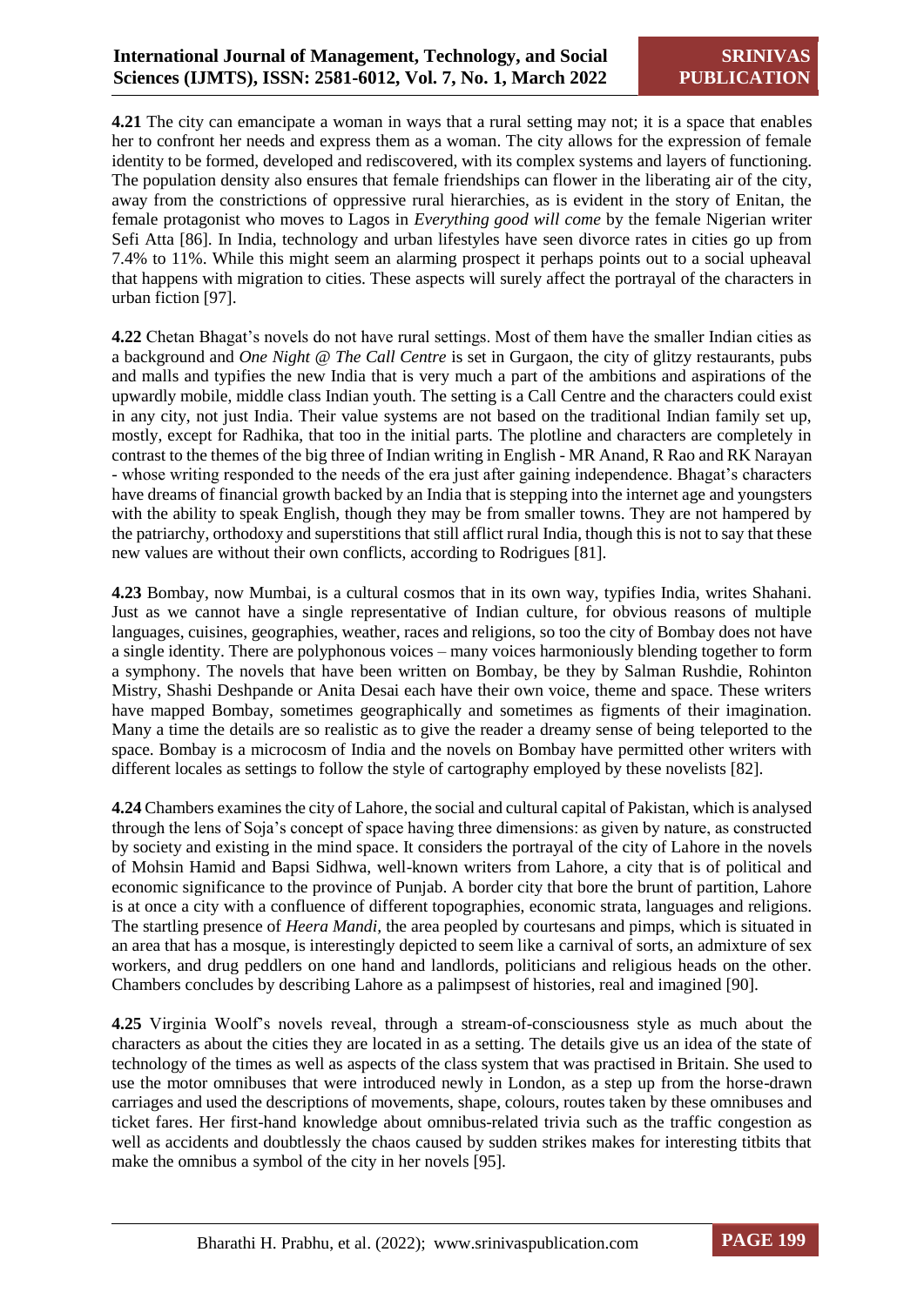**4.21** The city can emancipate a woman in ways that a rural setting may not; it is a space that enables her to confront her needs and express them as a woman. The city allows for the expression of female identity to be formed, developed and rediscovered, with its complex systems and layers of functioning. The population density also ensures that female friendships can flower in the liberating air of the city, away from the constrictions of oppressive rural hierarchies, as is evident in the story of Enitan, the female protagonist who moves to Lagos in *Everything good will come* by the female Nigerian writer Sefi Atta [86]. In India, technology and urban lifestyles have seen divorce rates in cities go up from 7.4% to 11%. While this might seem an alarming prospect it perhaps points out to a social upheaval that happens with migration to cities. These aspects will surely affect the portrayal of the characters in urban fiction [97].

**4.22** Chetan Bhagat's novels do not have rural settings. Most of them have the smaller Indian cities as a background and *One Night @ The Call Centre* is set in Gurgaon, the city of glitzy restaurants, pubs and malls and typifies the new India that is very much a part of the ambitions and aspirations of the upwardly mobile, middle class Indian youth. The setting is a Call Centre and the characters could exist in any city, not just India. Their value systems are not based on the traditional Indian family set up, mostly, except for Radhika, that too in the initial parts. The plotline and characters are completely in contrast to the themes of the big three of Indian writing in English - MR Anand, R Rao and RK Narayan - whose writing responded to the needs of the era just after gaining independence. Bhagat's characters have dreams of financial growth backed by an India that is stepping into the internet age and youngsters with the ability to speak English, though they may be from smaller towns. They are not hampered by the patriarchy, orthodoxy and superstitions that still afflict rural India, though this is not to say that these new values are without their own conflicts, according to Rodrigues [81].

**4.23** Bombay, now Mumbai, is a cultural cosmos that in its own way, typifies India, writes Shahani. Just as we cannot have a single representative of Indian culture, for obvious reasons of multiple languages, cuisines, geographies, weather, races and religions, so too the city of Bombay does not have a single identity. There are polyphonous voices – many voices harmoniously blending together to form a symphony. The novels that have been written on Bombay, be they by Salman Rushdie, Rohinton Mistry, Shashi Deshpande or Anita Desai each have their own voice, theme and space. These writers have mapped Bombay, sometimes geographically and sometimes as figments of their imagination. Many a time the details are so realistic as to give the reader a dreamy sense of being teleported to the space. Bombay is a microcosm of India and the novels on Bombay have permitted other writers with different locales as settings to follow the style of cartography employed by these novelists [82].

**4.24** Chambers examines the city of Lahore, the social and cultural capital of Pakistan, which is analysed through the lens of Soja's concept of space having three dimensions: as given by nature, as constructed by society and existing in the mind space. It considers the portrayal of the city of Lahore in the novels of Mohsin Hamid and Bapsi Sidhwa, well-known writers from Lahore, a city that is of political and economic significance to the province of Punjab. A border city that bore the brunt of partition, Lahore is at once a city with a confluence of different topographies, economic strata, languages and religions. The startling presence of *Heera Mandi,* the area peopled by courtesans and pimps, which is situated in an area that has a mosque, is interestingly depicted to seem like a carnival of sorts, an admixture of sex workers, and drug peddlers on one hand and landlords, politicians and religious heads on the other. Chambers concludes by describing Lahore as a palimpsest of histories, real and imagined [90].

**4.25** Virginia Woolf's novels reveal, through a stream-of-consciousness style as much about the characters as about the cities they are located in as a setting. The details give us an idea of the state of technology of the times as well as aspects of the class system that was practised in Britain. She used to use the motor omnibuses that were introduced newly in London, as a step up from the horse-drawn carriages and used the descriptions of movements, shape, colours, routes taken by these omnibuses and ticket fares. Her first-hand knowledge about omnibus-related trivia such as the traffic congestion as well as accidents and doubtlessly the chaos caused by sudden strikes makes for interesting titbits that make the omnibus a symbol of the city in her novels [95].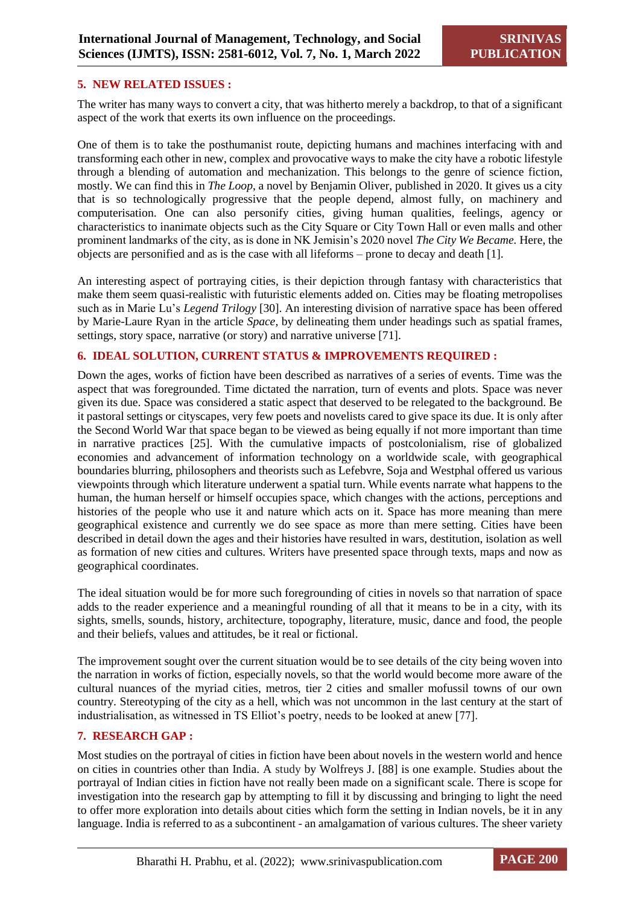## 5. NEW RELATED ISSUES :

The writer has many ways to convert a city, that was hitherto merely a backdrop, to that of a significant aspect of the work that exerts its own influence on the proceedings.

One of them is to take the posthumanist route, depicting humans and machines interfacing with and transforming each other in new, complex and provocative ways to make the city have a robotic lifestyle through a blending of automation and mechanization. This belongs to the genre of science fiction, mostly. We can find this in *The Loop*, a novel by Benjamin Oliver, published in 2020. It gives us a city that is so technologically progressive that the people depend, almost fully, on machinery and computerisation. One can also personify cities, giving human qualities, feelings, agency or characteristics to inanimate objects such as the City Square or City Town Hall or even malls and other prominent landmarks of the city, as is done in NK Jemisin's 2020 novel *The City We Became.* Here, the objects are personified and as is the case with all lifeforms – prone to decay and death [1].

An interesting aspect of portraying cities, is their depiction through fantasy with characteristics that make them seem quasi-realistic with futuristic elements added on. Cities may be floating metropolises such as in Marie Lu's *Legend Trilogy* [30]. An interesting division of narrative space has been offered by Marie-Laure Ryan in the article *Space*, by delineating them under headings such as spatial frames, settings, story space, narrative (or story) and narrative universe [71].

## 6. IDEAL SOLUTION, CURRENT STATUS & IMPROVEMENTS REQUIRED :

Down the ages, works of fiction have been described as narratives of a series of events. Time was the aspect that was foregrounded. Time dictated the narration, turn of events and plots. Space was never given its due. Space was considered a static aspect that deserved to be relegated to the background. Be it pastoral settings or cityscapes, very few poets and novelists cared to give space its due. It is only after the Second World War that space began to be viewed as being equally if not more important than time in narrative practices [25]. With the cumulative impacts of postcolonialism, rise of globalized economies and advancement of information technology on a worldwide scale, with geographical boundaries blurring, philosophers and theorists such as Lefebvre, Soja and Westphal offered us various viewpoints through which literature underwent a spatial turn. While events narrate what happens to the human, the human herself or himself occupies space, which changes with the actions, perceptions and histories of the people who use it and nature which acts on it. Space has more meaning than mere geographical existence and currently we do see space as more than mere setting. Cities have been described in detail down the ages and their histories have resulted in wars, destitution, isolation as well as formation of new cities and cultures. Writers have presented space through texts, maps and now as geographical coordinates.

The ideal situation would be for more such foregrounding of cities in novels so that narration of space adds to the reader experience and a meaningful rounding of all that it means to be in a city, with its sights, smells, sounds, history, architecture, topography, literature, music, dance and food, the people and their beliefs, values and attitudes, be it real or fictional.

The improvement sought over the current situation would be to see details of the city being woven into the narration in works of fiction, especially novels, so that the world would become more aware of the cultural nuances of the myriad cities, metros, tier 2 cities and smaller mofussil towns of our own country. Stereotyping of the city as a hell, which was not uncommon in the last century at the start of industrialisation, as witnessed in TS Elliot's poetry, needs to be looked at anew [77].

## 7. RESEARCH GAP :

Most studies on the portrayal of cities in fiction have been about novels in the western world and hence on cities in countries other than India. A study by Wolfreys J. [88] is one example. Studies about the portrayal of Indian cities in fiction have not really been made on a significant scale. There is scope for investigation into the research gap by attempting to fill it by discussing and bringing to light the need to offer more exploration into details about cities which form the setting in Indian novels, be it in any language. India is referred to as a subcontinent - an amalgamation of various cultures. The sheer variety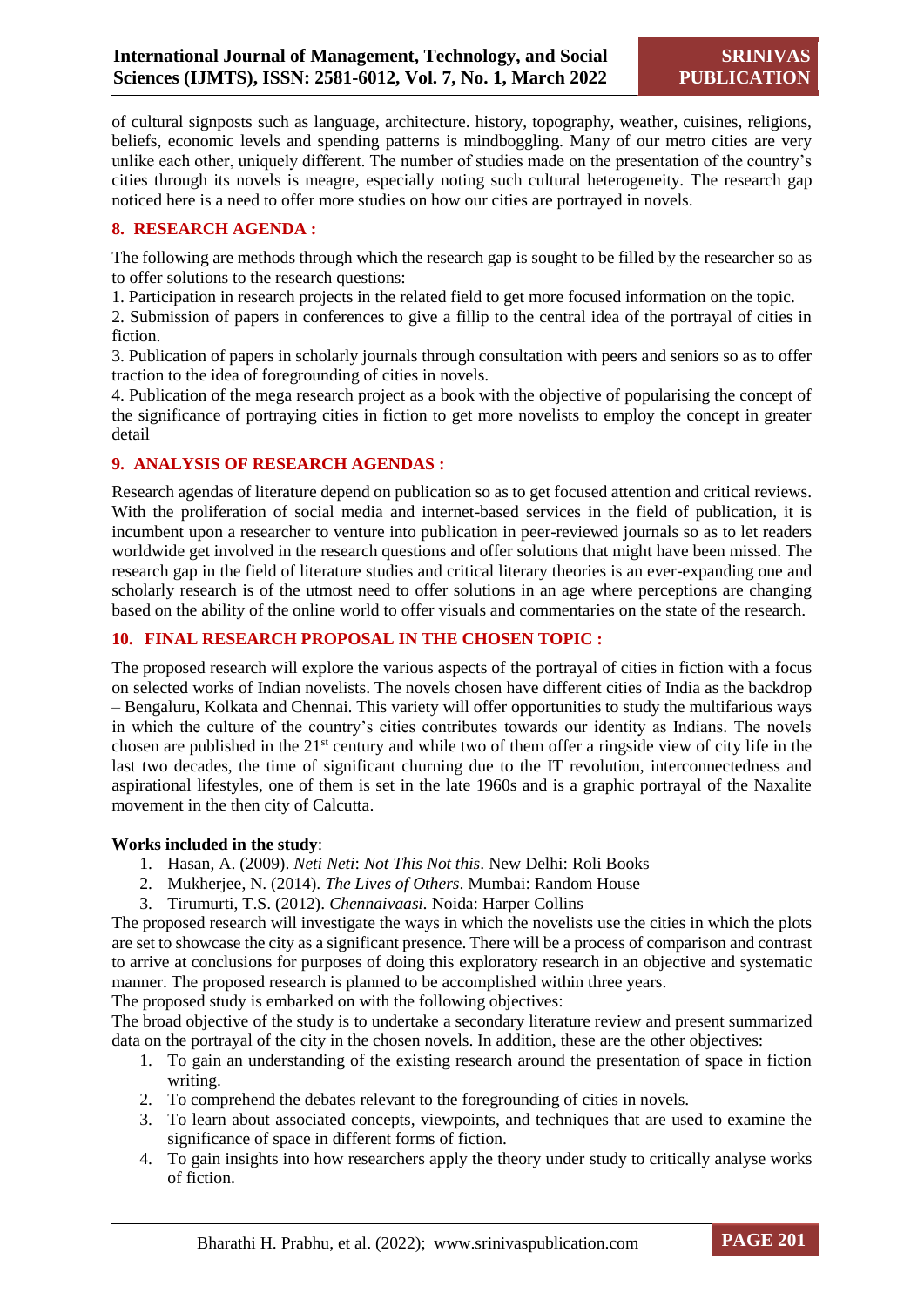of cultural signposts such as language, architecture. history, topography, weather, cuisines, religions, beliefs, economic levels and spending patterns is mindboggling. Many of our metro cities are very unlike each other, uniquely different. The number of studies made on the presentation of the country's cities through its novels is meagre, especially noting such cultural heterogeneity. The research gap noticed here is a need to offer more studies on how our cities are portrayed in novels.

## 8. RESEARCH AGENDA :

The following are methods through which the research gap is sought to be filled by the researcher so as to offer solutions to the research questions:

1. Participation in research projects in the related field to get more focused information on the topic.
2. Submission of papers in conferences to give a fillip to the central idea of the portrayal of cities in fiction.
3. Publication of papers in scholarly journals through consultation with peers and seniors so as to offer traction to the idea of foregrounding of cities in novels.
4. Publication of the mega research project as a book with the objective of popularising the concept of the significance of portraying cities in fiction to get more novelists to employ the concept in greater detail

## 9. ANALYSIS OF RESEARCH AGENDAS :

Research agendas of literature depend on publication so as to get focused attention and critical reviews. With the proliferation of social media and internet-based services in the field of publication, it is incumbent upon a researcher to venture into publication in peer-reviewed journals so as to let readers worldwide get involved in the research questions and offer solutions that might have been missed. The research gap in the field of literature studies and critical literary theories is an ever-expanding one and scholarly research is of the utmost need to offer solutions in an age where perceptions are changing based on the ability of the online world to offer visuals and commentaries on the state of the research.

## 10. FINAL RESEARCH PROPOSAL IN THE CHOSEN TOPIC :

The proposed research will explore the various aspects of the portrayal of cities in fiction with a focus on selected works of Indian novelists. The novels chosen have different cities of India as the backdrop – Bengaluru, Kolkata and Chennai. This variety will offer opportunities to study the multifarious ways in which the culture of the country's cities contributes towards our identity as Indians. The novels chosen are published in the 21st century and while two of them offer a ringside view of city life in the last two decades, the time of significant churning due to the IT revolution, interconnectedness and aspirational lifestyles, one of them is set in the late 1960s and is a graphic portrayal of the Naxalite movement in the then city of Calcutta.

**Works included in the study**:

1. Hasan, A. (2009). *Neti Neti*: *Not This Not this*. New Delhi: Roli Books
2. Mukherjee, N. (2014). *The Lives of Others*. Mumbai: Random House
3. Tirumurti, T.S. (2012). *Chennaivaasi*. Noida: Harper Collins

The proposed research will investigate the ways in which the novelists use the cities in which the plots are set to showcase the city as a significant presence. There will be a process of comparison and contrast to arrive at conclusions for purposes of doing this exploratory research in an objective and systematic manner. The proposed research is planned to be accomplished within three years.

The proposed study is embarked on with the following objectives:

The broad objective of the study is to undertake a secondary literature review and present summarized data on the portrayal of the city in the chosen novels. In addition, these are the other objectives:

1. To gain an understanding of the existing research around the presentation of space in fiction writing.
2. To comprehend the debates relevant to the foregrounding of cities in novels.
3. To learn about associated concepts, viewpoints, and techniques that are used to examine the significance of space in different forms of fiction.
4. To gain insights into how researchers apply the theory under study to critically analyse works of fiction.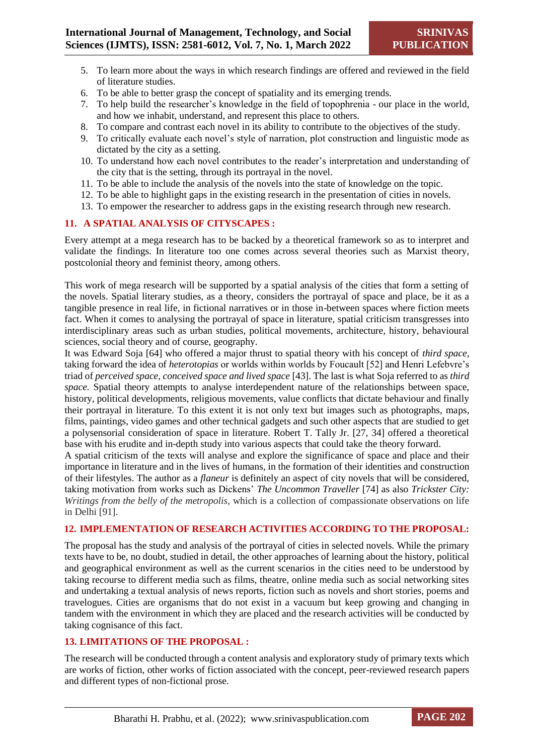5. To learn more about the ways in which research findings are offered and reviewed in the field of literature studies.
6. To be able to better grasp the concept of spatiality and its emerging trends.
7. To help build the researcher's knowledge in the field of topophrenia - our place in the world, and how we inhabit, understand, and represent this place to others.
8. To compare and contrast each novel in its ability to contribute to the objectives of the study.
9. To critically evaluate each novel's style of narration, plot construction and linguistic mode as dictated by the city as a setting.
10. To understand how each novel contributes to the reader's interpretation and understanding of the city that is the setting, through its portrayal in the novel.
11. To be able to include the analysis of the novels into the state of knowledge on the topic.
12. To be able to highlight gaps in the existing research in the presentation of cities in novels.
13. To empower the researcher to address gaps in the existing research through new research.

## 11. A SPATIAL ANALYSIS OF CITYSCAPES :

Every attempt at a mega research has to be backed by a theoretical framework so as to interpret and validate the findings. In literature too one comes across several theories such as Marxist theory, postcolonial theory and feminist theory, among others.

This work of mega research will be supported by a spatial analysis of the cities that form a setting of the novels. Spatial literary studies, as a theory, considers the portrayal of space and place, be it as a tangible presence in real life, in fictional narratives or in those in-between spaces where fiction meets fact. When it comes to analysing the portrayal of space in literature, spatial criticism transgresses into interdisciplinary areas such as urban studies, political movements, architecture, history, behavioural sciences, social theory and of course, geography.

It was Edward Soja [64] who offered a major thrust to spatial theory with his concept of *third space*, taking forward the idea of *heterotopias* or worlds within worlds by Foucault [52] and Henri Lefebvre's triad of *perceived space, conceived space and lived space* [43]. The last is what Soja referred to as *third space.* Spatial theory attempts to analyse interdependent nature of the relationships between space, history, political developments, religious movements, value conflicts that dictate behaviour and finally their portrayal in literature. To this extent it is not only text but images such as photographs, maps, films, paintings, video games and other technical gadgets and such other aspects that are studied to get a polysensorial consideration of space in literature. Robert T. Tally Jr. [27, 34] offered a theoretical base with his erudite and in-depth study into various aspects that could take the theory forward.

A spatial criticism of the texts will analyse and explore the significance of space and place and their importance in literature and in the lives of humans, in the formation of their identities and construction of their lifestyles. The author as a *flaneur* is definitely an aspect of city novels that will be considered, taking motivation from works such as Dickens' *The Uncommon Traveller* [74] as also *Trickster City: Writings from the belly of the metropolis*, which is a collection of compassionate observations on life in Delhi [91].

## 12. IMPLEMENTATION OF RESEARCH ACTIVITIES ACCORDING TO THE PROPOSAL:

The proposal has the study and analysis of the portrayal of cities in selected novels. While the primary texts have to be, no doubt, studied in detail, the other approaches of learning about the history, political and geographical environment as well as the current scenarios in the cities need to be understood by taking recourse to different media such as films, theatre, online media such as social networking sites and undertaking a textual analysis of news reports, fiction such as novels and short stories, poems and travelogues. Cities are organisms that do not exist in a vacuum but keep growing and changing in tandem with the environment in which they are placed and the research activities will be conducted by taking cognisance of this fact.

## 13. LIMITATIONS OF THE PROPOSAL :

The research will be conducted through a content analysis and exploratory study of primary texts which are works of fiction, other works of fiction associated with the concept, peer-reviewed research papers and different types of non-fictional prose.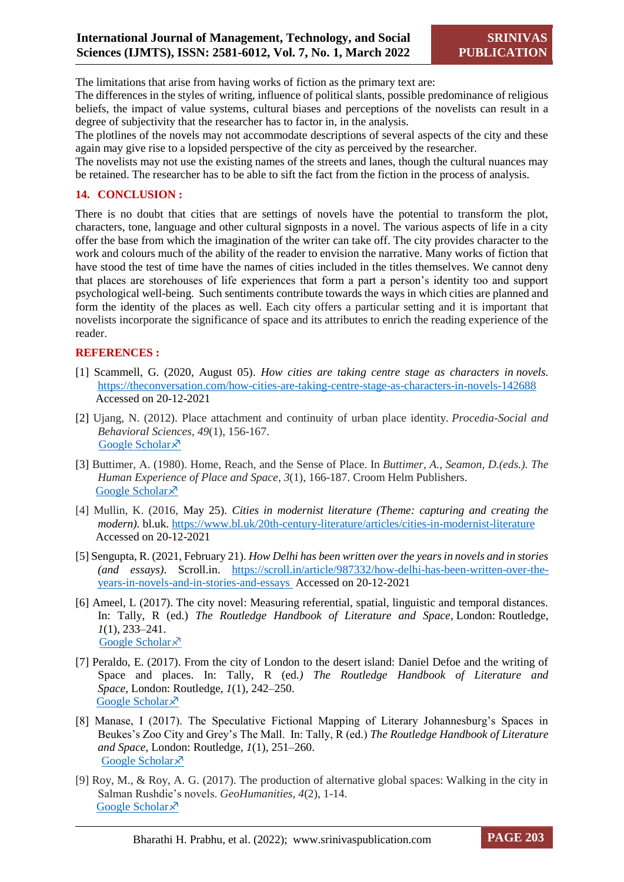The limitations that arise from having works of fiction as the primary text are:

The differences in the styles of writing, influence of political slants, possible predominance of religious beliefs, the impact of value systems, cultural biases and perceptions of the novelists can result in a degree of subjectivity that the researcher has to factor in, in the analysis.

The plotlines of the novels may not accommodate descriptions of several aspects of the city and these again may give rise to a lopsided perspective of the city as perceived by the researcher.

The novelists may not use the existing names of the streets and lanes, though the cultural nuances may be retained. The researcher has to be able to sift the fact from the fiction in the process of analysis.

## 14. CONCLUSION :

There is no doubt that cities that are settings of novels have the potential to transform the plot, characters, tone, language and other cultural signposts in a novel. The various aspects of life in a city offer the base from which the imagination of the writer can take off. The city provides character to the work and colours much of the ability of the reader to envision the narrative. Many works of fiction that have stood the test of time have the names of cities included in the titles themselves. We cannot deny that places are storehouses of life experiences that form a part a person's identity too and support psychological well-being. Such sentiments contribute towards the ways in which cities are planned and form the identity of the places as well. Each city offers a particular setting and it is important that novelists incorporate the significance of space and its attributes to enrich the reading experience of the reader.

## REFERENCES :

[1] Scammell, G. (2020, August 05). *How cities are taking centre stage as characters in novels.* https://theconversation.com/how-cities-are-taking-centre-stage-as-characters-in-novels-142688 Accessed on 20-12-2021

[2] Ujang, N. (2012). Place attachment and continuity of urban place identity. *Procedia-Social and Behavioral Sciences*, *49*(1), 156-167. Google Scholar

[3] Buttimer, A. (1980). Home, Reach, and the Sense of Place. In *Buttimer, A., Seamon, D.(eds.). The Human Experience of Place and Space*, *3*(1), 166-187. Croom Helm Publishers. Google Scholar

[4] Mullin, K. (2016, May 25). *Cities in modernist literature (Theme: capturing and creating the modern).* bl.uk. https://www.bl.uk/20th-century-literature/articles/cities-in-modernist-literature Accessed on 20-12-2021

[5] Sengupta, R. (2021, February 21). *How Delhi has been written over the years in novels and in stories (and essays).* Scroll.in. https://scroll.in/article/987332/how-delhi-has-been-written-over-the-years-in-novels-and-in-stories-and-essays Accessed on 20-12-2021

[6] Ameel, L (2017). The city novel: Measuring referential, spatial, linguistic and temporal distances. In: Tally, R (ed.) *The Routledge Handbook of Literature and Space*, London: Routledge, *1*(1), 233–241. Google Scholar

[7] Peraldo, E. (2017). From the city of London to the desert island: Daniel Defoe and the writing of Space and places. In: Tally, R (ed.*) The Routledge Handbook of Literature and Space*, London: Routledge, *1*(1), 242–250. Google Scholar

[8] Manase, I (2017). The Speculative Fictional Mapping of Literary Johannesburg's Spaces in Beukes's Zoo City and Grey's The Mall. In: Tally, R (ed.) *The Routledge Handbook of Literature and Space*, London: Routledge, *1*(1), 251–260. Google Scholar

[9] Roy, M., & Roy, A. G. (2017). The production of alternative global spaces: Walking in the city in Salman Rushdie's novels. *GeoHumanities*, *4*(2), 1-14. Google Scholar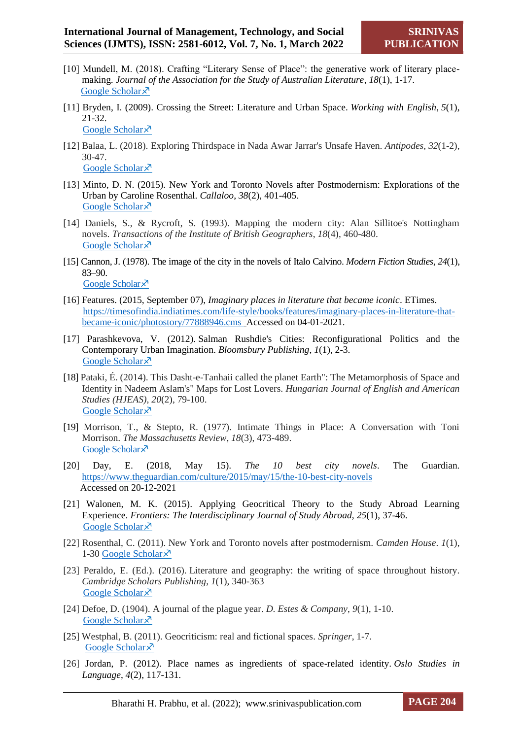[10] Mundell, M. (2018). Crafting "Literary Sense of Place": the generative work of literary place-making. *Journal of the Association for the Study of Australian Literature*, *18*(1), 1-17. Google Scholar

[11] Bryden, I. (2009). Crossing the Street: Literature and Urban Space. *Working with English*, *5*(1), 21-32. Google Scholar

[12] Balaa, L. (2018). Exploring Thirdspace in Nada Awar Jarrar's Unsafe Haven. *Antipodes*, *32*(1-2), 30-47. Google Scholar

[13] Minto, D. N. (2015). New York and Toronto Novels after Postmodernism: Explorations of the Urban by Caroline Rosenthal. *Callaloo*, *38*(2), 401-405. Google Scholar

[14] Daniels, S., & Rycroft, S. (1993). Mapping the modern city: Alan Sillitoe's Nottingham novels. *Transactions of the Institute of British Geographers*, *18*(4), 460-480. Google Scholar

[15] Cannon, J. (1978). The image of the city in the novels of Italo Calvino. *Modern Fiction Studies*, *24*(1), 83–90. Google Scholar

[16] Features. (2015, September 07), *Imaginary places in literature that became iconic*. ETimes. https://timesofindia.indiatimes.com/life-style/books/features/imaginary-places-in-literature-that-became-iconic/photostory/77888946.cms Accessed on 04-01-2021.

[17] Parashkevova, V. (2012). Salman Rushdie's Cities: Reconfigurational Politics and the Contemporary Urban Imagination. *Bloomsbury Publishing*, *1*(1), 2-3. Google Scholar

[18] Pataki, É. (2014). This Dasht-e-Tanhaii called the planet Earth": The Metamorphosis of Space and Identity in Nadeem Aslam's" Maps for Lost Lovers. *Hungarian Journal of English and American Studies (HJEAS)*, *20*(2), 79-100. Google Scholar

[19] Morrison, T., & Stepto, R. (1977). Intimate Things in Place: A Conversation with Toni Morrison. *The Massachusetts Review*, *18*(3), 473-489. Google Scholar

[20] Day, E. (2018, May 15). *The 10 best city novels*. The Guardian. https://www.theguardian.com/culture/2015/may/15/the-10-best-city-novels Accessed on 20-12-2021

[21] Walonen, M. K. (2015). Applying Geocritical Theory to the Study Abroad Learning Experience. *Frontiers: The Interdisciplinary Journal of Study Abroad*, *25*(1), 37-46. Google Scholar

[22] Rosenthal, C. (2011). New York and Toronto novels after postmodernism. *Camden House*. *1*(1), 1-30 Google Scholar

[23] Peraldo, E. (Ed.). (2016). Literature and geography: the writing of space throughout history. *Cambridge Scholars Publishing*, *1*(1), 340-363 Google Scholar

[24] Defoe, D. (1904). A journal of the plague year. *D. Estes & Company*, *9*(1), 1-10. Google Scholar

[25] Westphal, B. (2011). Geocriticism: real and fictional spaces. *Springer*, 1-7. Google Scholar

[26] Jordan, P. (2012). Place names as ingredients of space-related identity. *Oslo Studies in Language*, *4*(2), 117-131.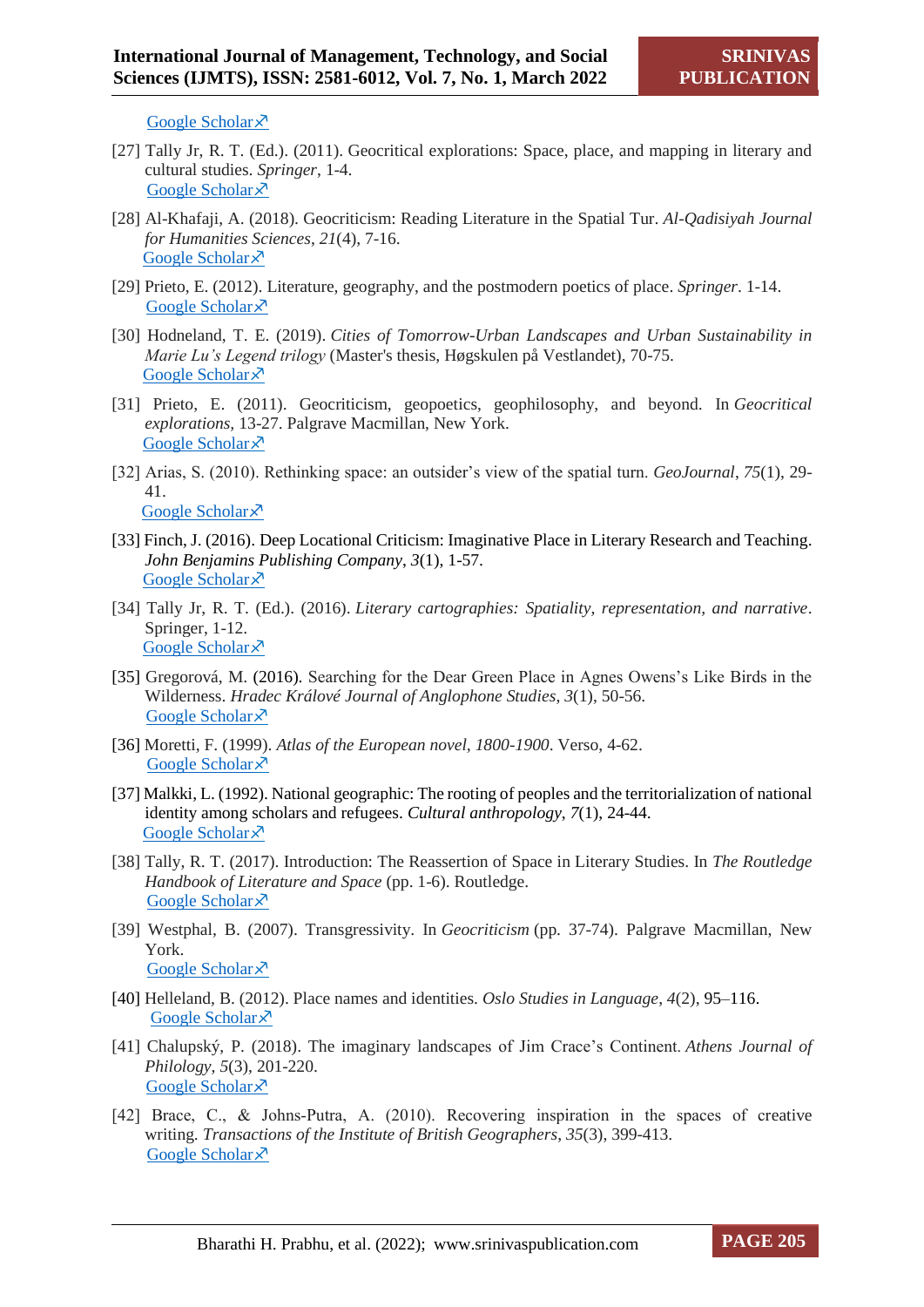Google Scholar↗

[27] Tally Jr, R. T. (Ed.). (2011). Geocritical explorations: Space, place, and mapping in literary and cultural studies. *Springer*, 1-4.
Google Scholar↗

[28] Al-Khafaji, A. (2018). Geocriticism: Reading Literature in the Spatial Tur. *Al-Qadisiyah Journal for Humanities Sciences*, *21*(4), 7-16.
Google Scholar↗

[29] Prieto, E. (2012). Literature, geography, and the postmodern poetics of place. *Springer*. 1-14.
Google Scholar↗

[30] Hodneland, T. E. (2019). *Cities of Tomorrow-Urban Landscapes and Urban Sustainability in Marie Lu's Legend trilogy* (Master's thesis, Høgskulen på Vestlandet), 70-75.
Google Scholar↗

[31] Prieto, E. (2011). Geocriticism, geopoetics, geophilosophy, and beyond. In *Geocritical explorations*, 13-27. Palgrave Macmillan, New York.
Google Scholar↗

[32] Arias, S. (2010). Rethinking space: an outsider's view of the spatial turn. *GeoJournal*, *75*(1), 29-41.
Google Scholar↗

[33] Finch, J. (2016). Deep Locational Criticism: Imaginative Place in Literary Research and Teaching. *John Benjamins Publishing Company*, *3*(1), 1-57.
Google Scholar↗

[34] Tally Jr, R. T. (Ed.). (2016). *Literary cartographies: Spatiality, representation, and narrative*. Springer, 1-12.
Google Scholar↗

[35] Gregorová, M. (2016). Searching for the Dear Green Place in Agnes Owens's Like Birds in the Wilderness. *Hradec Králové Journal of Anglophone Studies*, *3*(1), 50-56.
Google Scholar↗

[36] Moretti, F. (1999). *Atlas of the European novel, 1800-1900*. Verso, 4-62.
Google Scholar↗

[37] Malkki, L. (1992). National geographic: The rooting of peoples and the territorialization of national identity among scholars and refugees. *Cultural anthropology*, *7*(1), 24-44.
Google Scholar↗

[38] Tally, R. T. (2017). Introduction: The Reassertion of Space in Literary Studies. In *The Routledge Handbook of Literature and Space* (pp. 1-6). Routledge.
Google Scholar↗

[39] Westphal, B. (2007). Transgressivity. In *Geocriticism* (pp. 37-74). Palgrave Macmillan, New York.
Google Scholar↗

[40] Helleland, B. (2012). Place names and identities. *Oslo Studies in Language*, *4*(2), 95–116.
Google Scholar↗

[41] Chalupský, P. (2018). The imaginary landscapes of Jim Crace's Continent. *Athens Journal of Philology*, *5*(3), 201-220.
Google Scholar↗

[42] Brace, C., & Johns-Putra, A. (2010). Recovering inspiration in the spaces of creative writing. *Transactions of the Institute of British Geographers*, *35*(3), 399-413.
Google Scholar↗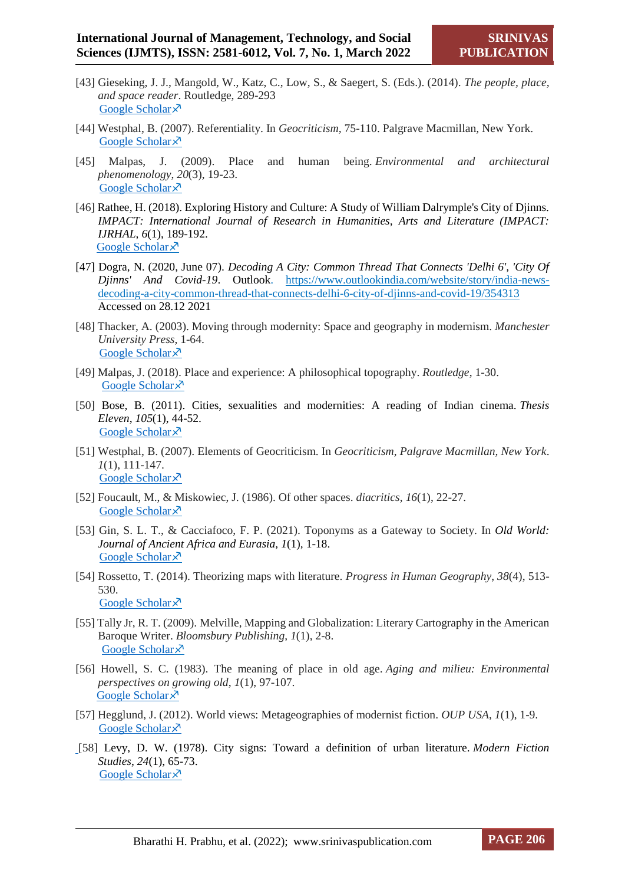[43] Gieseking, J. J., Mangold, W., Katz, C., Low, S., & Saegert, S. (Eds.). (2014). *The people, place, and space reader*. Routledge, 289-293
Google Scholar↗

[44] Westphal, B. (2007). Referentiality. In *Geocriticism*, 75-110. Palgrave Macmillan, New York.
Google Scholar↗

[45] Malpas, J. (2009). Place and human being. *Environmental and architectural phenomenology*, *20*(3), 19-23.
Google Scholar↗

[46] Rathee, H. (2018). Exploring History and Culture: A Study of William Dalrymple's City of Djinns. *IMPACT: International Journal of Research in Humanities, Arts and Literature (IMPACT: IJRHAL*, *6*(1), 189-192.
Google Scholar↗

[47] Dogra, N. (2020, June 07). *Decoding A City: Common Thread That Connects 'Delhi 6', 'City Of Djinns' And Covid-19*. Outlook. https://www.outlookindia.com/website/story/india-news-decoding-a-city-common-thread-that-connects-delhi-6-city-of-djinns-and-covid-19/354313 Accessed on 28.12 2021

[48] Thacker, A. (2003). Moving through modernity: Space and geography in modernism. *Manchester University Press*, 1-64.
Google Scholar↗

[49] Malpas, J. (2018). Place and experience: A philosophical topography. *Routledge*, 1-30.
Google Scholar↗

[50] Bose, B. (2011). Cities, sexualities and modernities: A reading of Indian cinema. *Thesis Eleven*, *105*(1), 44-52.
Google Scholar↗

[51] Westphal, B. (2007). Elements of Geocriticism. In *Geocriticism*, *Palgrave Macmillan, New York*. *1*(1), 111-147.
Google Scholar↗

[52] Foucault, M., & Miskowiec, J. (1986). Of other spaces. *diacritics*, *16*(1), 22-27.
Google Scholar↗

[53] Gin, S. L. T., & Cacciafoco, F. P. (2021). Toponyms as a Gateway to Society. In *Old World: Journal of Ancient Africa and Eurasia*, *1*(1), 1-18.
Google Scholar↗

[54] Rossetto, T. (2014). Theorizing maps with literature. *Progress in Human Geography*, *38*(4), 513-530.
Google Scholar↗

[55] Tally Jr, R. T. (2009). Melville, Mapping and Globalization: Literary Cartography in the American Baroque Writer. *Bloomsbury Publishing*, *1*(1), 2-8.
Google Scholar↗

[56] Howell, S. C. (1983). The meaning of place in old age. *Aging and milieu: Environmental perspectives on growing old*, *1*(1), 97-107.
Google Scholar↗

[57] Hegglund, J. (2012). World views: Metageographies of modernist fiction. *OUP USA*, *1*(1), 1-9.
Google Scholar↗

[58] Levy, D. W. (1978). City signs: Toward a definition of urban literature. *Modern Fiction Studies*, *24*(1), 65-73.
Google Scholar↗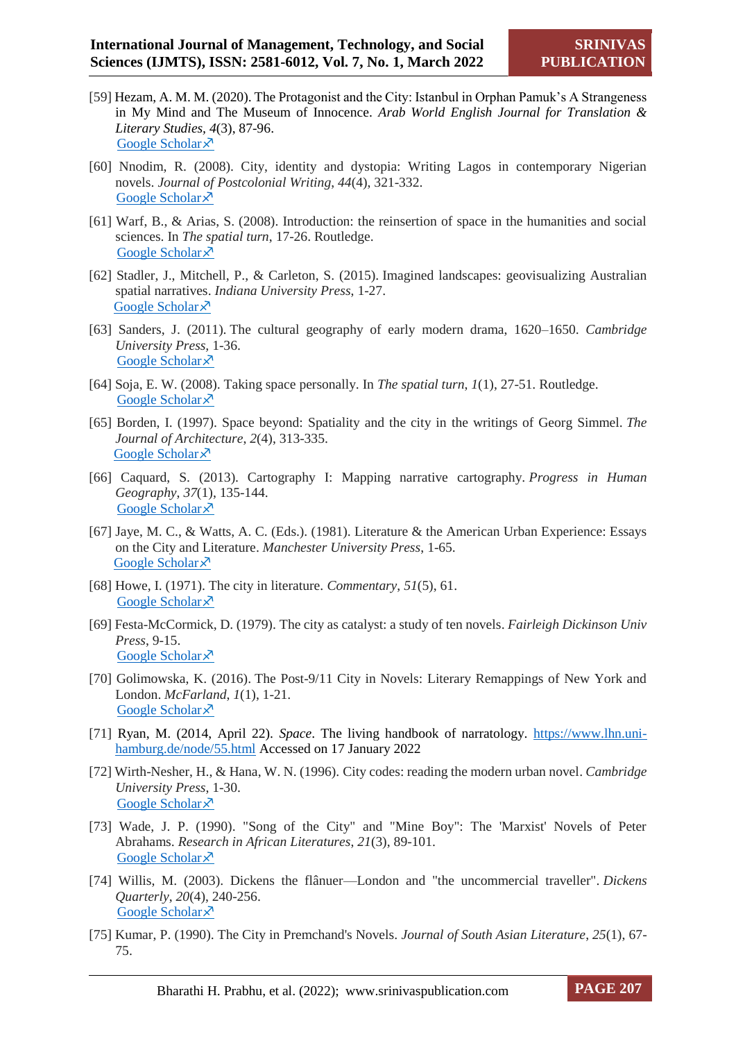[59] Hezam, A. M. M. (2020). The Protagonist and the City: Istanbul in Orphan Pamuk's A Strangeness in My Mind and The Museum of Innocence. *Arab World English Journal for Translation & Literary Studies*, *4*(3), 87-96.
Google Scholar↗

[60] Nnodim, R. (2008). City, identity and dystopia: Writing Lagos in contemporary Nigerian novels. *Journal of Postcolonial Writing*, *44*(4), 321-332.
Google Scholar↗

[61] Warf, B., & Arias, S. (2008). Introduction: the reinsertion of space in the humanities and social sciences. In *The spatial turn*, 17-26. Routledge.
Google Scholar↗

[62] Stadler, J., Mitchell, P., & Carleton, S. (2015). Imagined landscapes: geovisualizing Australian spatial narratives. *Indiana University Press*, 1-27.
Google Scholar↗

[63] Sanders, J. (2011). The cultural geography of early modern drama, 1620–1650. *Cambridge University Press*, 1-36.
Google Scholar↗

[64] Soja, E. W. (2008). Taking space personally. In *The spatial turn*, *1*(1), 27-51. Routledge.
Google Scholar↗

[65] Borden, I. (1997). Space beyond: Spatiality and the city in the writings of Georg Simmel. *The Journal of Architecture*, *2*(4), 313-335.
Google Scholar↗

[66] Caquard, S. (2013). Cartography I: Mapping narrative cartography. *Progress in Human Geography*, *37*(1), 135-144.
Google Scholar↗

[67] Jaye, M. C., & Watts, A. C. (Eds.). (1981). Literature & the American Urban Experience: Essays on the City and Literature. *Manchester University Press*, 1-65.
Google Scholar↗

[68] Howe, I. (1971). The city in literature. *Commentary*, *51*(5), 61.
Google Scholar↗

[69] Festa-McCormick, D. (1979). The city as catalyst: a study of ten novels. *Fairleigh Dickinson Univ Press*, 9-15.
Google Scholar↗

[70] Golimowska, K. (2016). The Post-9/11 City in Novels: Literary Remappings of New York and London. *McFarland*, *1*(1), 1-21.
Google Scholar↗

[71] Ryan, M. (2014, April 22). *Space*. The living handbook of narratology. https://www.lhn.uni-hamburg.de/node/55.html Accessed on 17 January 2022

[72] Wirth-Nesher, H., & Hana, W. N. (1996). City codes: reading the modern urban novel. *Cambridge University Press*, 1-30.
Google Scholar↗

[73] Wade, J. P. (1990). "Song of the City" and "Mine Boy": The 'Marxist' Novels of Peter Abrahams. *Research in African Literatures*, *21*(3), 89-101.
Google Scholar↗

[74] Willis, M. (2003). Dickens the flânuer—London and "the uncommercial traveller". *Dickens Quarterly*, *20*(4), 240-256.
Google Scholar↗

[75] Kumar, P. (1990). The City in Premchand's Novels. *Journal of South Asian Literature*, *25*(1), 67-75.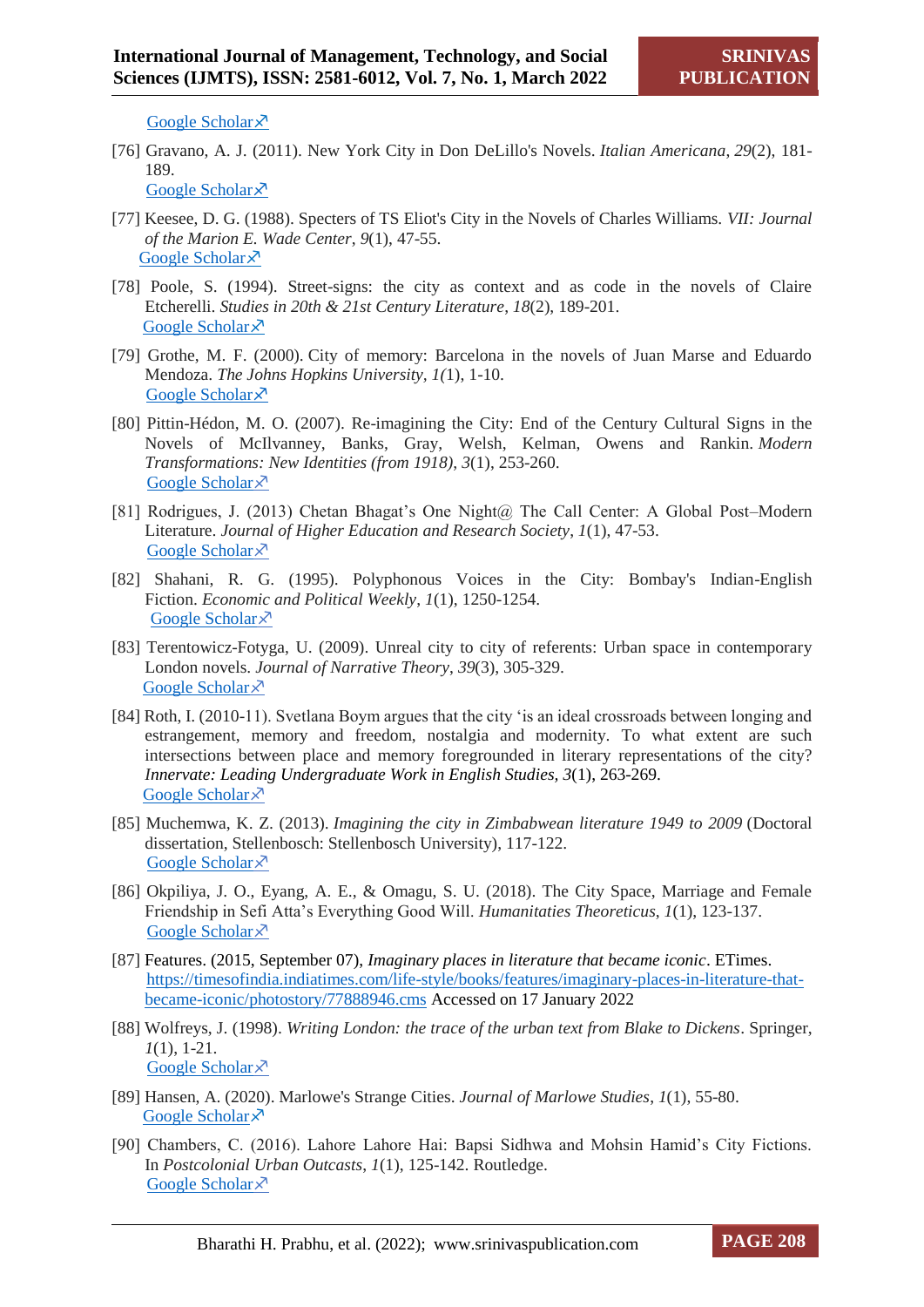Google Scholar ↗

[76] Gravano, A. J. (2011). New York City in Don DeLillo's Novels. *Italian Americana*, *29*(2), 181-189.
Google Scholar ↗

[77] Keesee, D. G. (1988). Specters of TS Eliot's City in the Novels of Charles Williams. *VII: Journal of the Marion E. Wade Center*, *9*(1), 47-55.
Google Scholar ↗

[78] Poole, S. (1994). Street-signs: the city as context and as code in the novels of Claire Etcherelli. *Studies in 20th & 21st Century Literature*, *18*(2), 189-201.
Google Scholar ↗

[79] Grothe, M. F. (2000). City of memory: Barcelona in the novels of Juan Marse and Eduardo Mendoza. *The Johns Hopkins University*, *1(*1), 1-10.
Google Scholar ↗

[80] Pittin-Hédon, M. O. (2007). Re-imagining the City: End of the Century Cultural Signs in the Novels of McIlvanney, Banks, Gray, Welsh, Kelman, Owens and Rankin. *Modern Transformations: New Identities (from 1918)*, *3*(1), 253-260.
Google Scholar ↗

[81] Rodrigues, J. (2013) Chetan Bhagat's One Night@ The Call Center: A Global Post–Modern Literature. *Journal of Higher Education and Research Society*, *1*(1), 47-53.
Google Scholar ↗

[82] Shahani, R. G. (1995). Polyphonous Voices in the City: Bombay's Indian-English Fiction. *Economic and Political Weekly*, *1*(1), 1250-1254.
Google Scholar ↗

[83] Terentowicz-Fotyga, U. (2009). Unreal city to city of referents: Urban space in contemporary London novels. *Journal of Narrative Theory*, *39*(3), 305-329.
Google Scholar ↗

[84] Roth, I. (2010-11). Svetlana Boym argues that the city 'is an ideal crossroads between longing and estrangement, memory and freedom, nostalgia and modernity. To what extent are such intersections between place and memory foregrounded in literary representations of the city? *Innervate: Leading Undergraduate Work in English Studies*, *3*(1), 263-269.
Google Scholar ↗

[85] Muchemwa, K. Z. (2013). *Imagining the city in Zimbabwean literature 1949 to 2009* (Doctoral dissertation, Stellenbosch: Stellenbosch University), 117-122.
Google Scholar ↗

[86] Okpiliya, J. O., Eyang, A. E., & Omagu, S. U. (2018). The City Space, Marriage and Female Friendship in Sefi Atta's Everything Good Will. *Humanitaties Theoreticus*, *1*(1), 123-137.
Google Scholar ↗

[87] Features. (2015, September 07), *Imaginary places in literature that became iconic*. ETimes. https://timesofindia.indiatimes.com/life-style/books/features/imaginary-places-in-literature-that-became-iconic/photostory/77888946.cms Accessed on 17 January 2022

[88] Wolfreys, J. (1998). *Writing London: the trace of the urban text from Blake to Dickens*. Springer, *1*(1), 1-21.
Google Scholar ↗

[89] Hansen, A. (2020). Marlowe's Strange Cities. *Journal of Marlowe Studies*, *1*(1), 55-80.
Google Scholar ↗

[90] Chambers, C. (2016). Lahore Lahore Hai: Bapsi Sidhwa and Mohsin Hamid's City Fictions. In *Postcolonial Urban Outcasts*, *1*(1), 125-142. Routledge.
Google Scholar ↗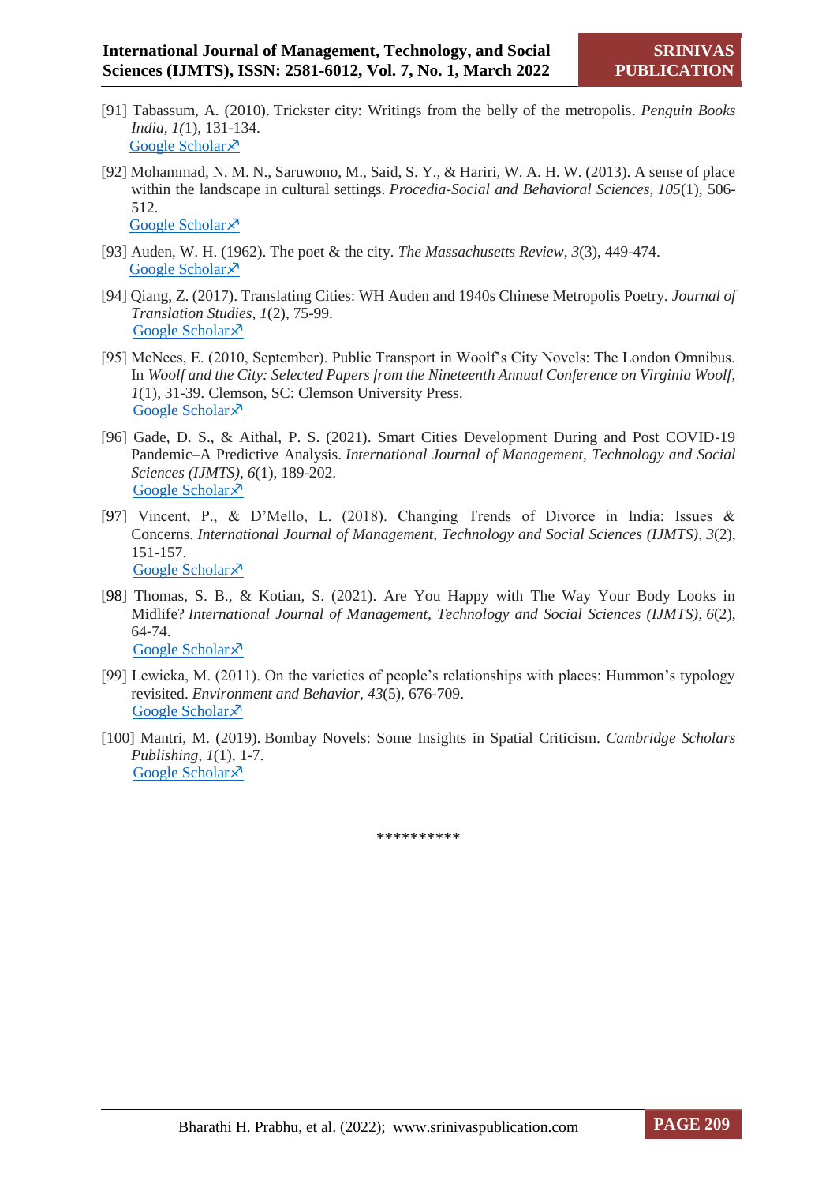[91] Tabassum, A. (2010). Trickster city: Writings from the belly of the metropolis. *Penguin Books India*, *1*(1), 131-134.
Google Scholar

[92] Mohammad, N. M. N., Saruwono, M., Said, S. Y., & Hariri, W. A. H. W. (2013). A sense of place within the landscape in cultural settings. *Procedia-Social and Behavioral Sciences*, *105*(1), 506-512.
Google Scholar

[93] Auden, W. H. (1962). The poet & the city. *The Massachusetts Review*, *3*(3), 449-474.
Google Scholar

[94] Qiang, Z. (2017). Translating Cities: WH Auden and 1940s Chinese Metropolis Poetry. *Journal of Translation Studies*, *1*(2), 75-99.
Google Scholar

[95] McNees, E. (2010, September). Public Transport in Woolf's City Novels: The London Omnibus. In *Woolf and the City: Selected Papers from the Nineteenth Annual Conference on Virginia Woolf*, *1*(1), 31-39. Clemson, SC: Clemson University Press.
Google Scholar

[96] Gade, D. S., & Aithal, P. S. (2021). Smart Cities Development During and Post COVID-19 Pandemic–A Predictive Analysis. *International Journal of Management, Technology and Social Sciences (IJMTS)*, *6*(1), 189-202.
Google Scholar

[97] Vincent, P., & D'Mello, L. (2018). Changing Trends of Divorce in India: Issues & Concerns. *International Journal of Management, Technology and Social Sciences (IJMTS)*, *3*(2), 151-157.
Google Scholar

[98] Thomas, S. B., & Kotian, S. (2021). Are You Happy with The Way Your Body Looks in Midlife? *International Journal of Management, Technology and Social Sciences (IJMTS)*, *6*(2), 64-74.
Google Scholar

[99] Lewicka, M. (2011). On the varieties of people's relationships with places: Hummon's typology revisited. *Environment and Behavior*, *43*(5), 676-709.
Google Scholar

[100] Mantri, M. (2019). Bombay Novels: Some Insights in Spatial Criticism. *Cambridge Scholars Publishing*, *1*(1), 1-7.
Google Scholar

**********